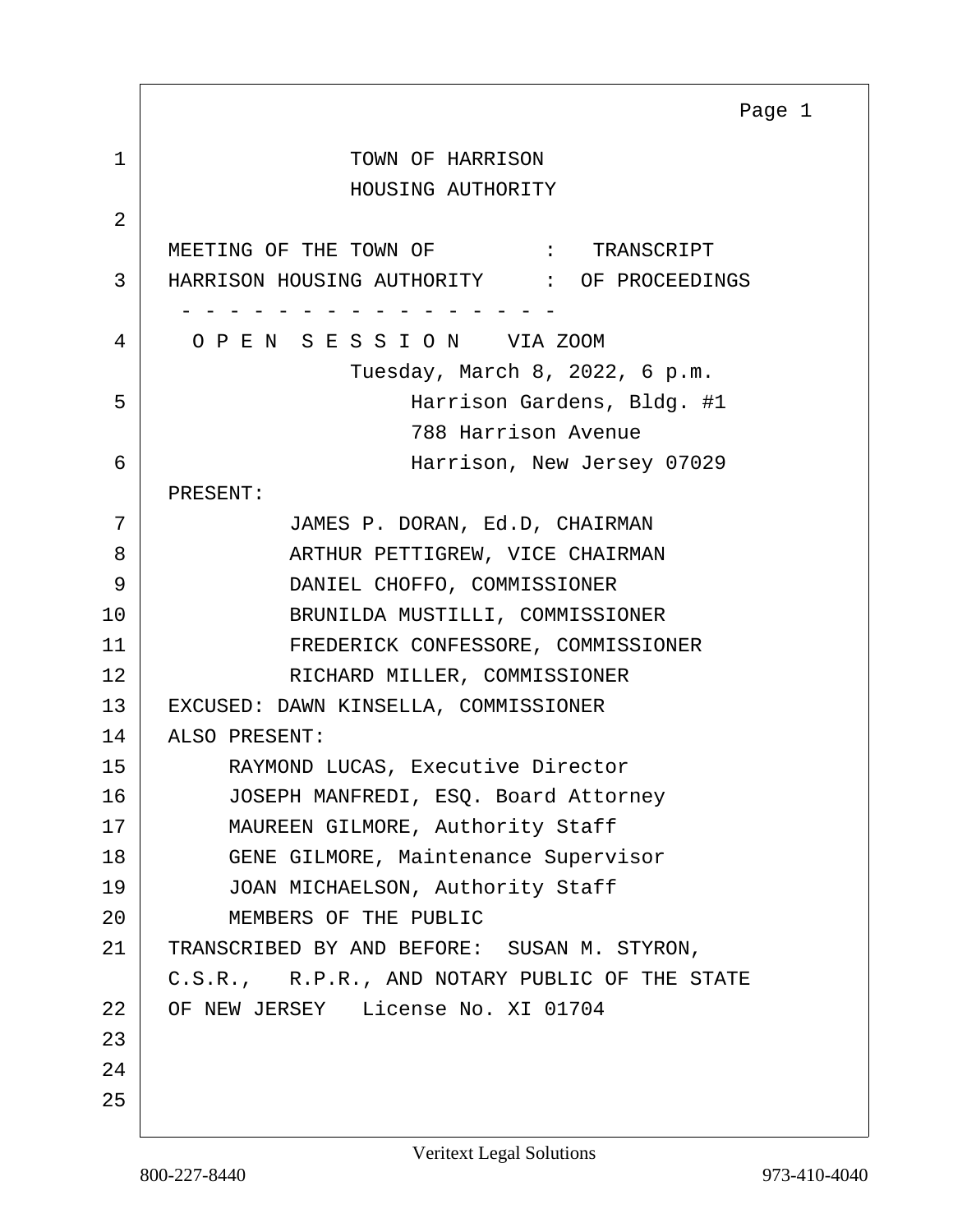TOWN OF HARRISON
HOUSING AUTHORITY

MEETING OF THE TOWN OF : TRANSCRIPT
HARRISON HOUSING AUTHORITY : OF PROCEEDINGS

- - - - - - - - - - - - - - - - -

O P E N S E S S I O N VIA ZOOM

Tuesday, March 8, 2022, 6 p.m.
Harrison Gardens, Bldg. #1
788 Harrison Avenue
Harrison, New Jersey 07029

PRESENT:

JAMES P. DORAN, Ed.D, CHAIRMAN
ARTHUR PETTIGREW, VICE CHAIRMAN
DANIEL CHOFFO, COMMISSIONER
BRUNILDA MUSTILLI, COMMISSIONER
FREDERICK CONFESSORE, COMMISSIONER
RICHARD MILLER, COMMISSIONER

EXCUSED: DAWN KINSELLA, COMMISSIONER

ALSO PRESENT:

RAYMOND LUCAS, Executive Director
JOSEPH MANFREDI, ESQ. Board Attorney
MAUREEN GILMORE, Authority Staff
GENE GILMORE, Maintenance Supervisor
JOAN MICHAELSON, Authority Staff
MEMBERS OF THE PUBLIC

TRANSCRIBED BY AND BEFORE: SUSAN M. STYRON, C.S.R., R.P.R., AND NOTARY PUBLIC OF THE STATE OF NEW JERSEY License No. XI 01704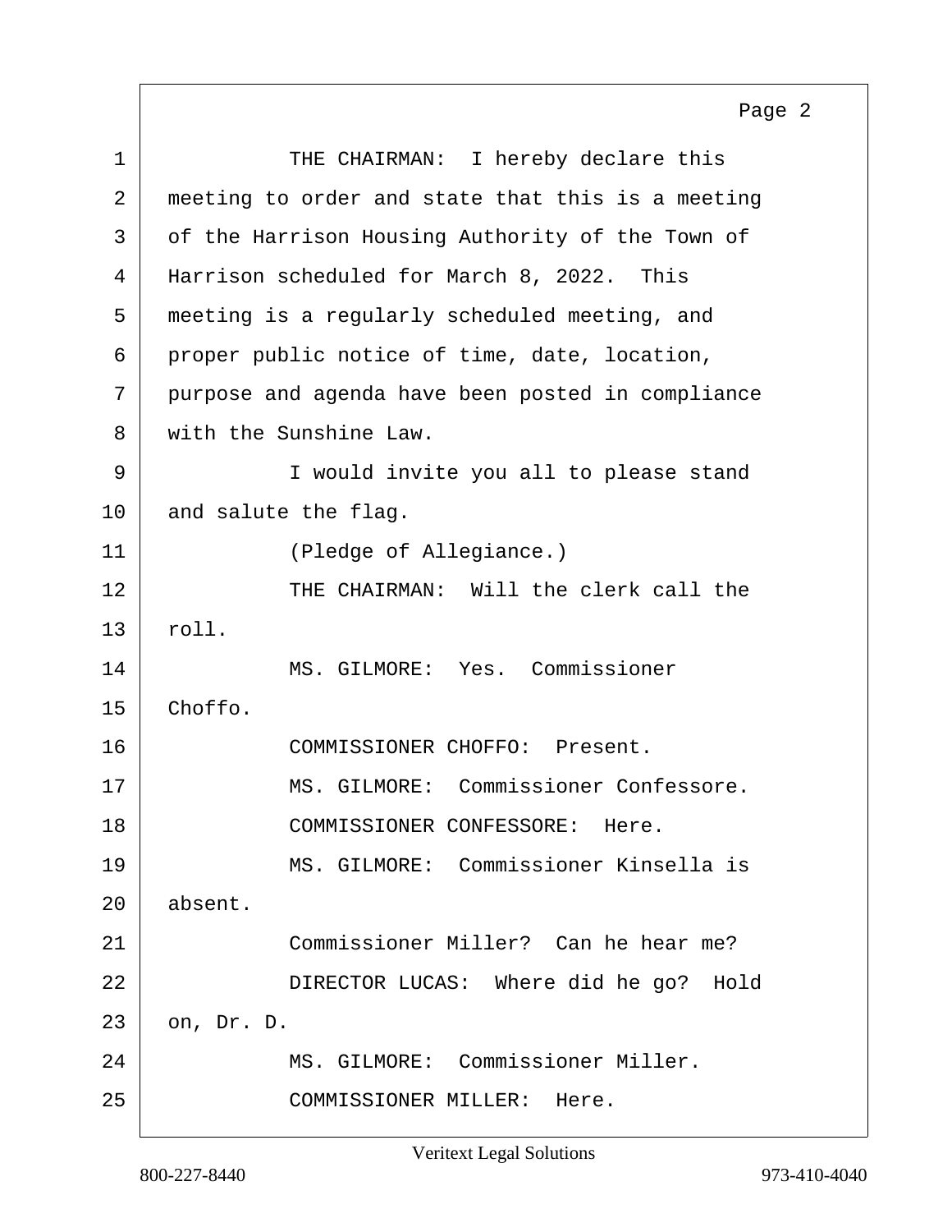1 THE CHAIRMAN: I hereby declare this
2 meeting to order and state that this is a meeting
3 of the Harrison Housing Authority of the Town of
4 Harrison scheduled for March 8, 2022. This
5 meeting is a regularly scheduled meeting, and
6 proper public notice of time, date, location,
7 purpose and agenda have been posted in compliance
8 with the Sunshine Law.
9 I would invite you all to please stand
10 and salute the flag.
11 (Pledge of Allegiance.)
12 THE CHAIRMAN: Will the clerk call the
13 roll.
14 MS. GILMORE: Yes. Commissioner
15 Choffo.
16 COMMISSIONER CHOFFO: Present.
17 MS. GILMORE: Commissioner Confessore.
18 COMMISSIONER CONFESSORE: Here.
19 MS. GILMORE: Commissioner Kinsella is
20 absent.
21 Commissioner Miller? Can he hear me?
22 DIRECTOR LUCAS: Where did he go? Hold
23 on, Dr. D.
24 MS. GILMORE: Commissioner Miller.
25 COMMISSIONER MILLER: Here.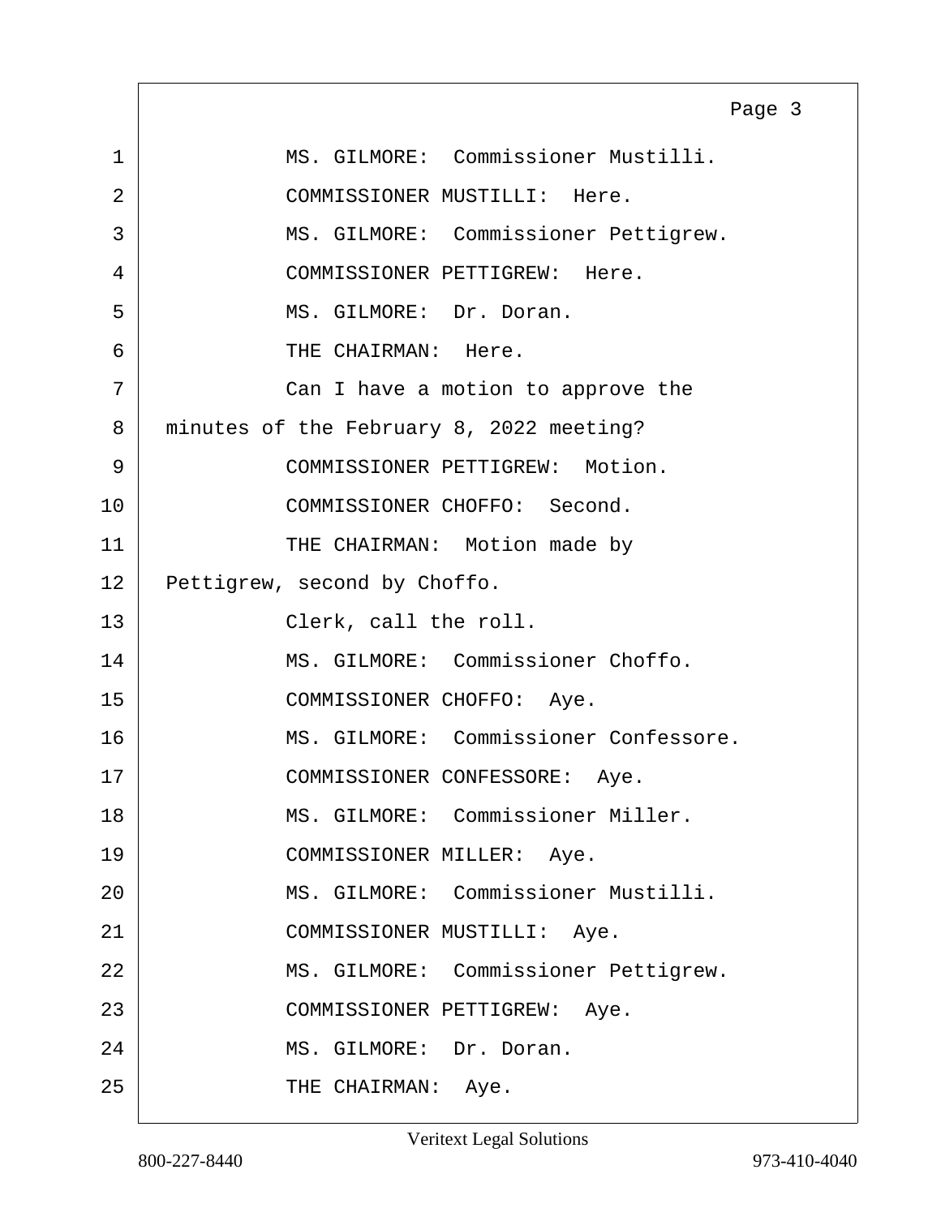MS. GILMORE: Commissioner Mustilli.

COMMISSIONER MUSTILLI: Here.

MS. GILMORE: Commissioner Pettigrew.

COMMISSIONER PETTIGREW: Here.

MS. GILMORE: Dr. Doran.

THE CHAIRMAN: Here.

Can I have a motion to approve the minutes of the February 8, 2022 meeting?

COMMISSIONER PETTIGREW: Motion.

COMMISSIONER CHOFFO: Second.

THE CHAIRMAN: Motion made by Pettigrew, second by Choffo.

Clerk, call the roll.

MS. GILMORE: Commissioner Choffo.

COMMISSIONER CHOFFO: Aye.

MS. GILMORE: Commissioner Confessore.

COMMISSIONER CONFESSORE: Aye.

MS. GILMORE: Commissioner Miller.

COMMISSIONER MILLER: Aye.

MS. GILMORE: Commissioner Mustilli.

COMMISSIONER MUSTILLI: Aye.

MS. GILMORE: Commissioner Pettigrew.

COMMISSIONER PETTIGREW: Aye.

MS. GILMORE: Dr. Doran.

THE CHAIRMAN: Aye.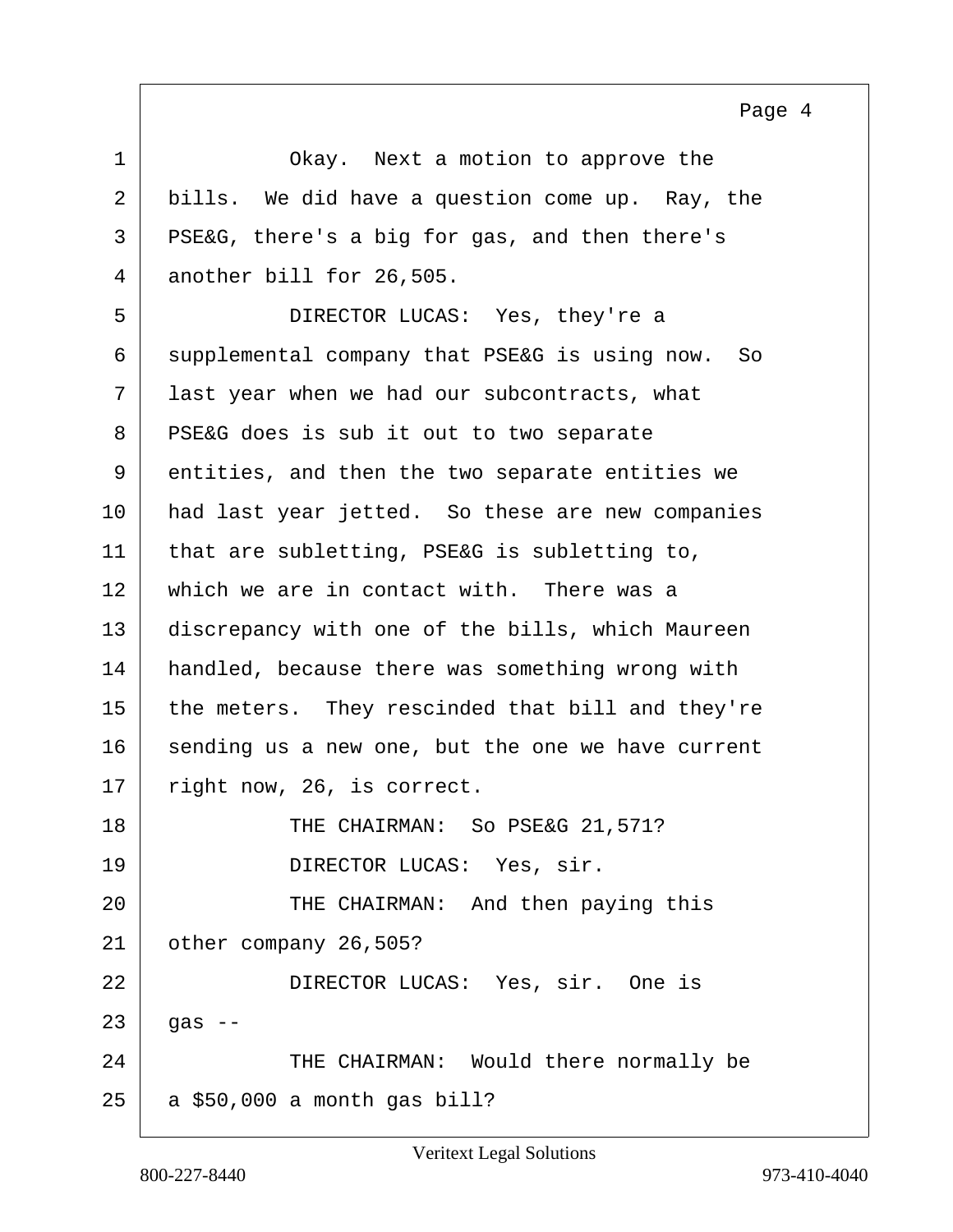Okay. Next a motion to approve the bills. We did have a question come up. Ray, the PSE&G, there's a big for gas, and then there's another bill for 26,505.

DIRECTOR LUCAS: Yes, they're a supplemental company that PSE&G is using now. So last year when we had our subcontracts, what PSE&G does is sub it out to two separate entities, and then the two separate entities we had last year jetted. So these are new companies that are subletting, PSE&G is subletting to, which we are in contact with. There was a discrepancy with one of the bills, which Maureen handled, because there was something wrong with the meters. They rescinded that bill and they're sending us a new one, but the one we have current right now, 26, is correct.

THE CHAIRMAN: So PSE&G 21,571?

DIRECTOR LUCAS: Yes, sir.

THE CHAIRMAN: And then paying this other company 26,505?

DIRECTOR LUCAS: Yes, sir. One is gas --

THE CHAIRMAN: Would there normally be a $50,000 a month gas bill?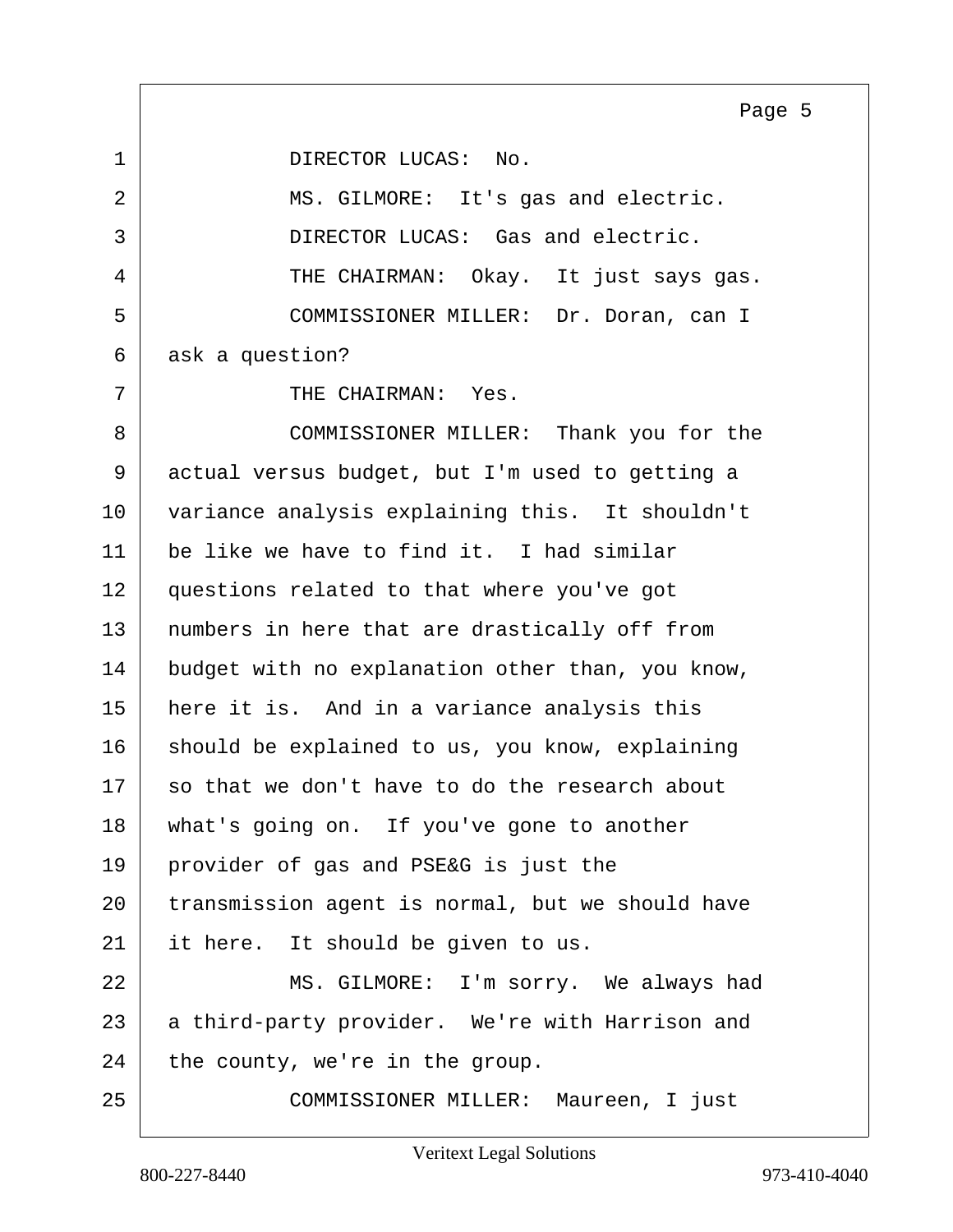1 DIRECTOR LUCAS: No.

2 MS. GILMORE: It's gas and electric.

3 DIRECTOR LUCAS: Gas and electric.

4 THE CHAIRMAN: Okay. It just says gas.

5 COMMISSIONER MILLER: Dr. Doran, can I

6 ask a question?

7 THE CHAIRMAN: Yes.

8 COMMISSIONER MILLER: Thank you for the

9 actual versus budget, but I'm used to getting a

10 variance analysis explaining this. It shouldn't

11 be like we have to find it. I had similar

12 questions related to that where you've got

13 numbers in here that are drastically off from

14 budget with no explanation other than, you know,

15 here it is. And in a variance analysis this

16 should be explained to us, you know, explaining

17 so that we don't have to do the research about

18 what's going on. If you've gone to another

19 provider of gas and PSE&G is just the

20 transmission agent is normal, but we should have

21 it here. It should be given to us.

22 MS. GILMORE: I'm sorry. We always had

23 a third-party provider. We're with Harrison and

24 the county, we're in the group.

25 COMMISSIONER MILLER: Maureen, I just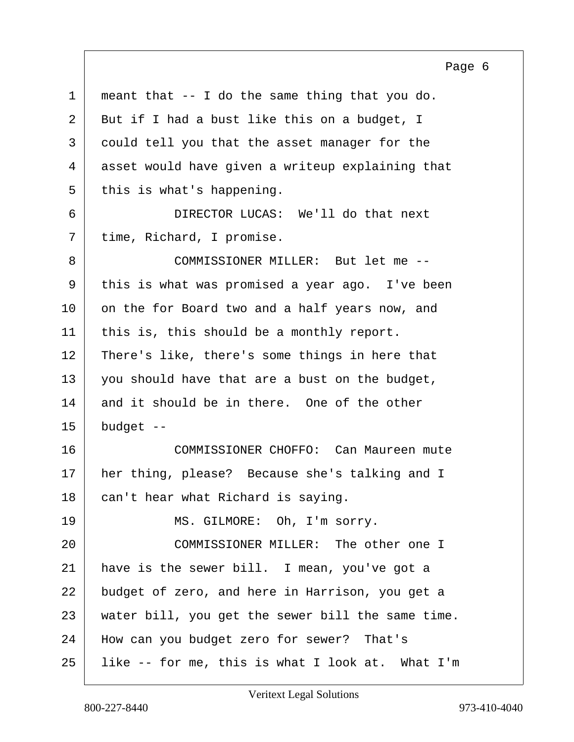meant that -- I do the same thing that you do. But if I had a bust like this on a budget, I could tell you that the asset manager for the asset would have given a writeup explaining that this is what's happening.

DIRECTOR LUCAS: We'll do that next time, Richard, I promise.

COMMISSIONER MILLER: But let me -- this is what was promised a year ago. I've been on the for Board two and a half years now, and this is, this should be a monthly report. There's like, there's some things in here that you should have that are a bust on the budget, and it should be in there. One of the other budget --

COMMISSIONER CHOFFO: Can Maureen mute her thing, please? Because she's talking and I can't hear what Richard is saying.

MS. GILMORE: Oh, I'm sorry.

COMMISSIONER MILLER: The other one I have is the sewer bill. I mean, you've got a budget of zero, and here in Harrison, you get a water bill, you get the sewer bill the same time. How can you budget zero for sewer? That's like -- for me, this is what I look at. What I'm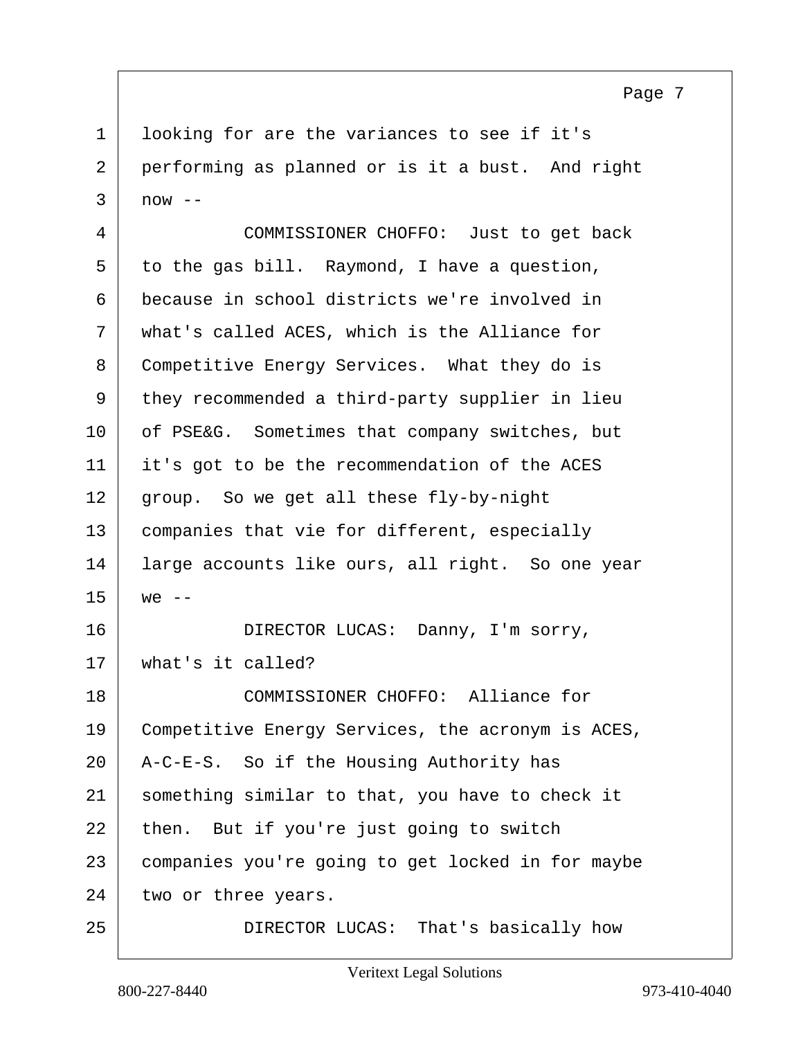looking for are the variances to see if it's performing as planned or is it a bust. And right now --

COMMISSIONER CHOFFO: Just to get back to the gas bill. Raymond, I have a question, because in school districts we're involved in what's called ACES, which is the Alliance for Competitive Energy Services. What they do is they recommended a third-party supplier in lieu of PSE&G. Sometimes that company switches, but it's got to be the recommendation of the ACES group. So we get all these fly-by-night companies that vie for different, especially large accounts like ours, all right. So one year we --

DIRECTOR LUCAS: Danny, I'm sorry, what's it called?

COMMISSIONER CHOFFO: Alliance for Competitive Energy Services, the acronym is ACES, A-C-E-S. So if the Housing Authority has something similar to that, you have to check it then. But if you're just going to switch companies you're going to get locked in for maybe two or three years.

DIRECTOR LUCAS: That's basically how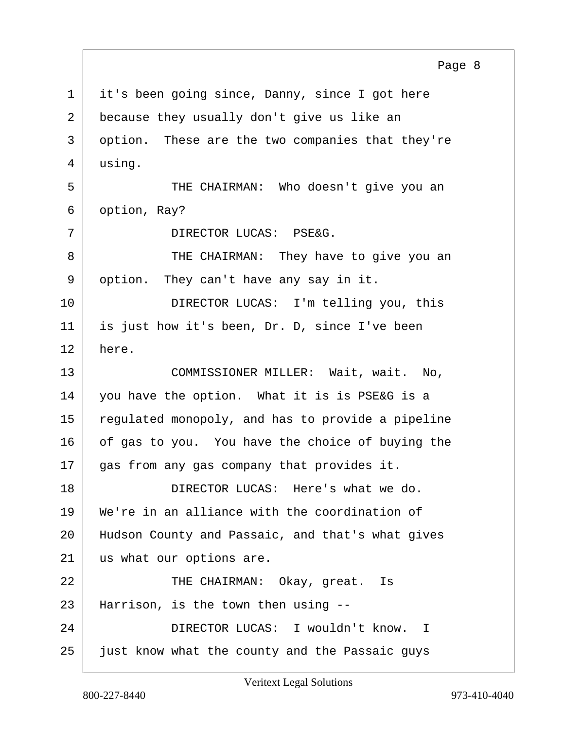it's been going since, Danny, since I got here because they usually don't give us like an option. These are the two companies that they're using.

THE CHAIRMAN: Who doesn't give you an option, Ray?

DIRECTOR LUCAS: PSE&G.

THE CHAIRMAN: They have to give you an option. They can't have any say in it.

DIRECTOR LUCAS: I'm telling you, this is just how it's been, Dr. D, since I've been here.

COMMISSIONER MILLER: Wait, wait. No, you have the option. What it is is PSE&G is a regulated monopoly, and has to provide a pipeline of gas to you. You have the choice of buying the gas from any gas company that provides it.

DIRECTOR LUCAS: Here's what we do. We're in an alliance with the coordination of Hudson County and Passaic, and that's what gives us what our options are.

THE CHAIRMAN: Okay, great. Is Harrison, is the town then using --

DIRECTOR LUCAS: I wouldn't know. I just know what the county and the Passaic guys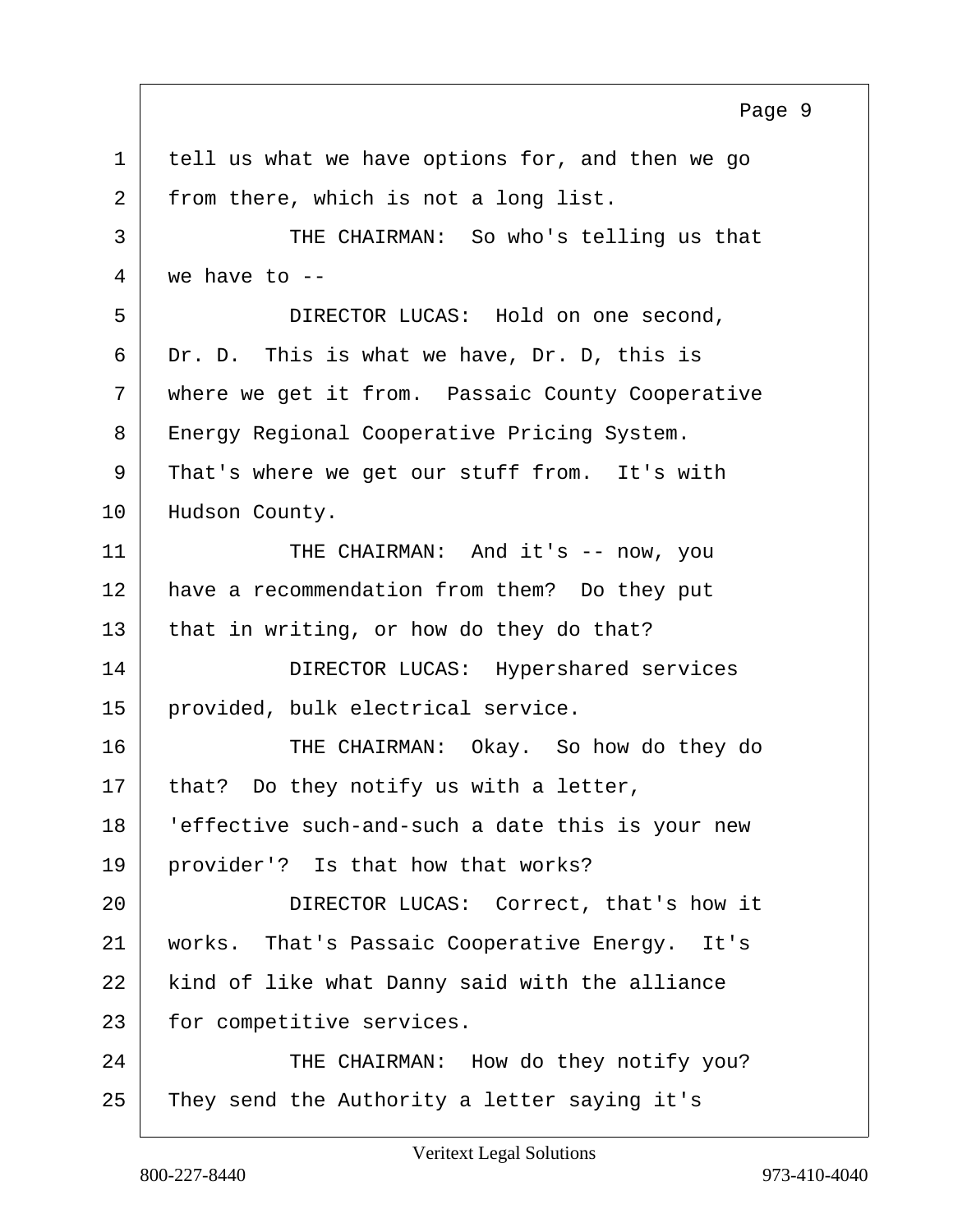tell us what we have options for, and then we go from there, which is not a long list.

THE CHAIRMAN: So who's telling us that we have to --

DIRECTOR LUCAS: Hold on one second, Dr. D. This is what we have, Dr. D, this is where we get it from. Passaic County Cooperative Energy Regional Cooperative Pricing System. That's where we get our stuff from. It's with Hudson County.

THE CHAIRMAN: And it's -- now, you have a recommendation from them? Do they put that in writing, or how do they do that?

DIRECTOR LUCAS: Hypershared services provided, bulk electrical service.

THE CHAIRMAN: Okay. So how do they do that? Do they notify us with a letter, 'effective such-and-such a date this is your new provider'? Is that how that works?

DIRECTOR LUCAS: Correct, that's how it works. That's Passaic Cooperative Energy. It's kind of like what Danny said with the alliance for competitive services.

THE CHAIRMAN: How do they notify you? They send the Authority a letter saying it's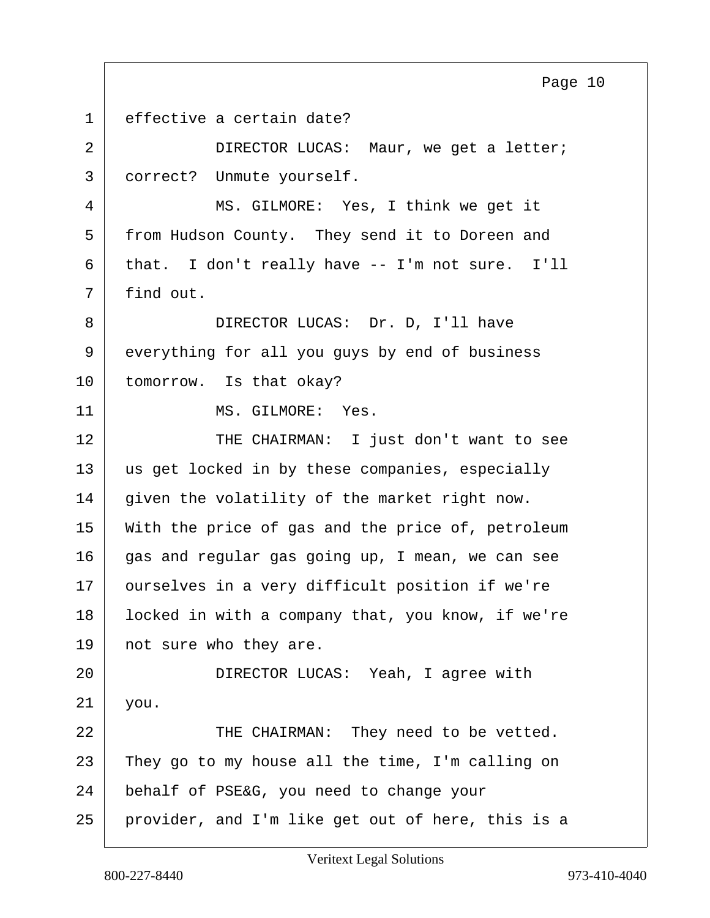effective a certain date?

DIRECTOR LUCAS: Maur, we get a letter; correct? Unmute yourself.

MS. GILMORE: Yes, I think we get it from Hudson County. They send it to Doreen and that. I don't really have -- I'm not sure. I'll find out.

DIRECTOR LUCAS: Dr. D, I'll have everything for all you guys by end of business tomorrow. Is that okay?

MS. GILMORE: Yes.

THE CHAIRMAN: I just don't want to see us get locked in by these companies, especially given the volatility of the market right now. With the price of gas and the price of, petroleum gas and regular gas going up, I mean, we can see ourselves in a very difficult position if we're locked in with a company that, you know, if we're not sure who they are.

DIRECTOR LUCAS: Yeah, I agree with you.

THE CHAIRMAN: They need to be vetted. They go to my house all the time, I'm calling on behalf of PSE&G, you need to change your provider, and I'm like get out of here, this is a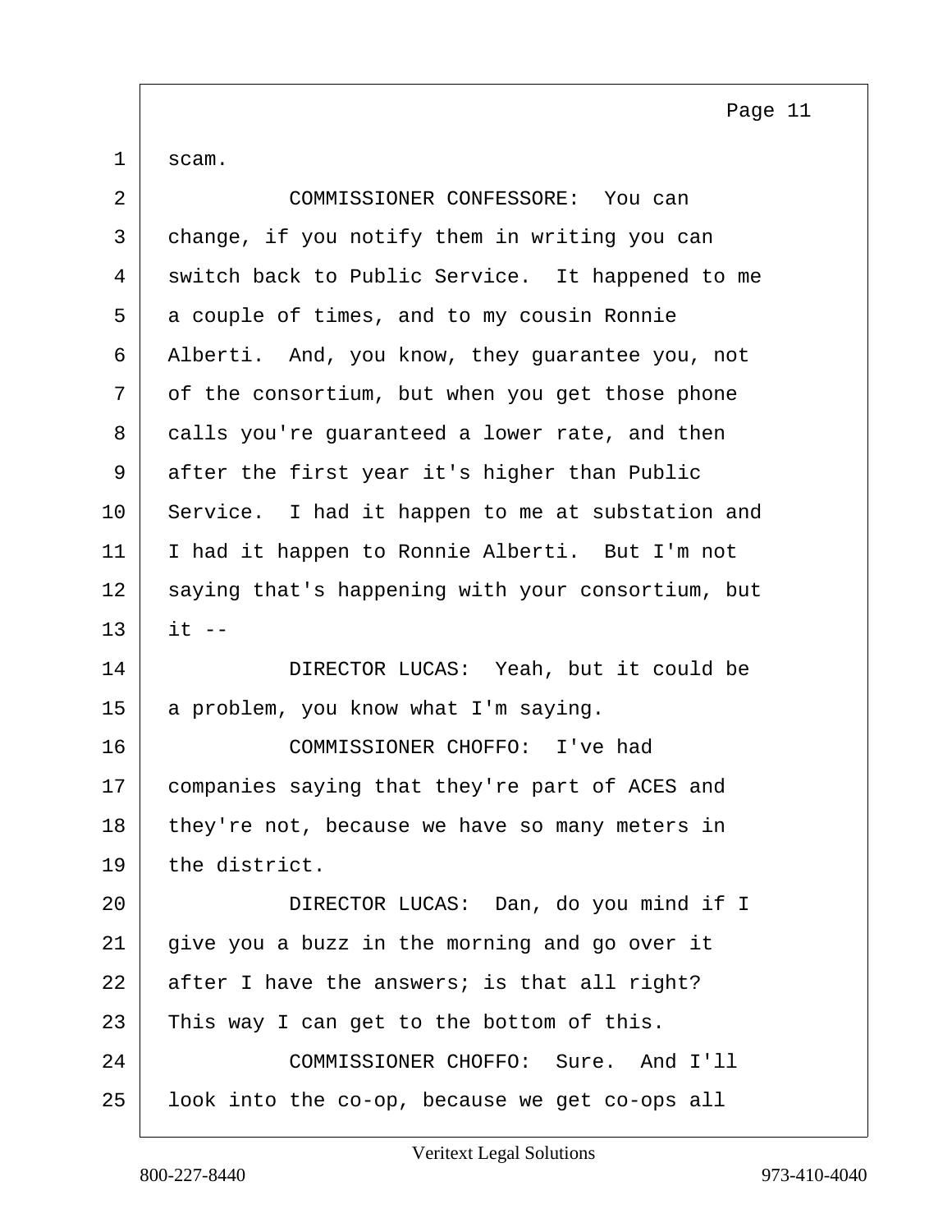scam.

COMMISSIONER CONFESSORE: You can change, if you notify them in writing you can switch back to Public Service. It happened to me a couple of times, and to my cousin Ronnie Alberti. And, you know, they guarantee you, not of the consortium, but when you get those phone calls you're guaranteed a lower rate, and then after the first year it's higher than Public Service. I had it happen to me at substation and I had it happen to Ronnie Alberti. But I'm not saying that's happening with your consortium, but it --

DIRECTOR LUCAS: Yeah, but it could be a problem, you know what I'm saying.

COMMISSIONER CHOFFO: I've had companies saying that they're part of ACES and they're not, because we have so many meters in the district.

DIRECTOR LUCAS: Dan, do you mind if I give you a buzz in the morning and go over it after I have the answers; is that all right? This way I can get to the bottom of this.

COMMISSIONER CHOFFO: Sure. And I'll look into the co-op, because we get co-ops all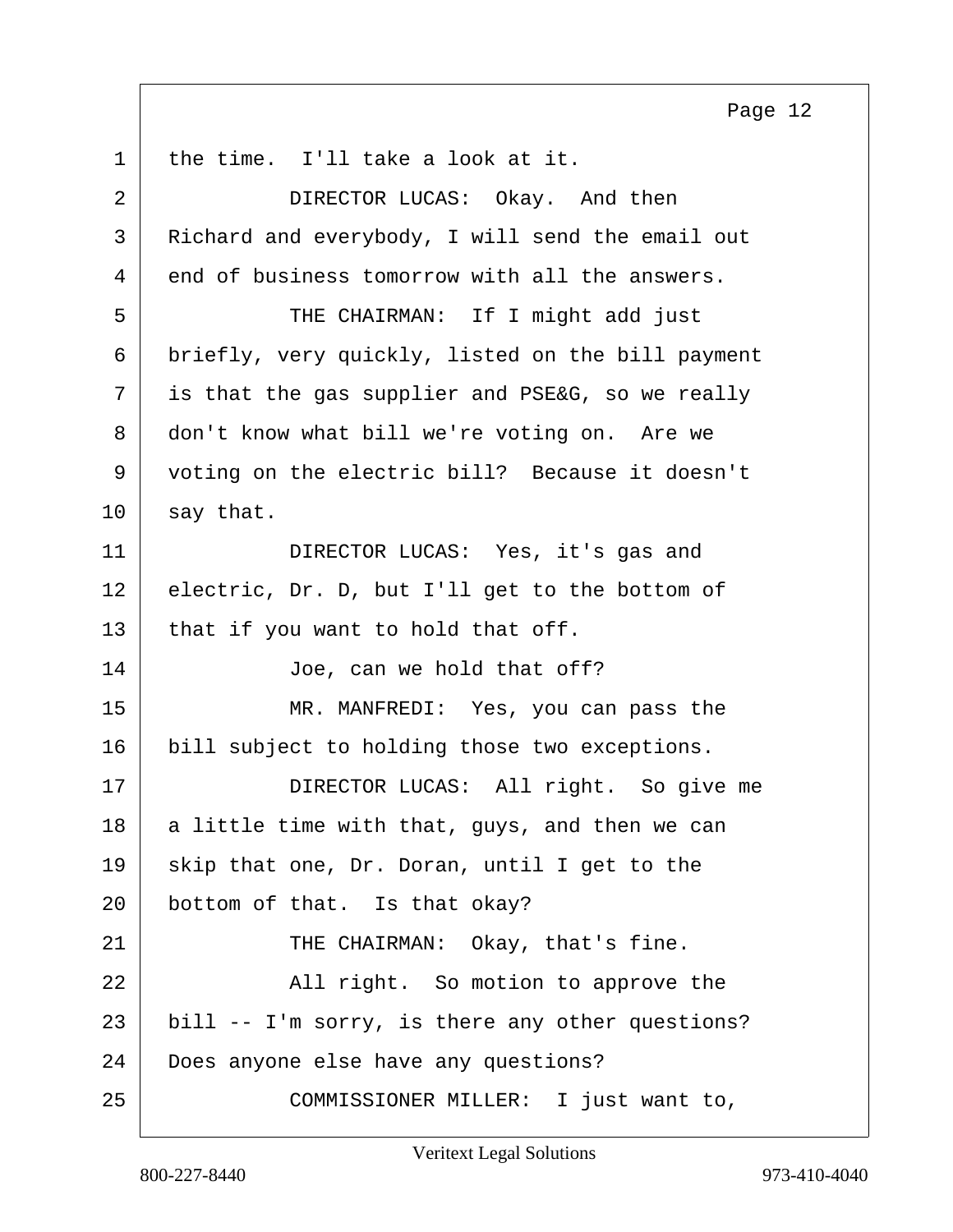1 the time. I'll take a look at it.

2 DIRECTOR LUCAS: Okay. And then

3 Richard and everybody, I will send the email out

4 end of business tomorrow with all the answers.

5 THE CHAIRMAN: If I might add just

6 briefly, very quickly, listed on the bill payment

7 is that the gas supplier and PSE&G, so we really

8 don't know what bill we're voting on. Are we

9 voting on the electric bill? Because it doesn't

10 say that.

11 DIRECTOR LUCAS: Yes, it's gas and

12 electric, Dr. D, but I'll get to the bottom of

13 that if you want to hold that off.

14 Joe, can we hold that off?

15 MR. MANFREDI: Yes, you can pass the

16 bill subject to holding those two exceptions.

17 DIRECTOR LUCAS: All right. So give me

18 a little time with that, guys, and then we can

19 skip that one, Dr. Doran, until I get to the

20 bottom of that. Is that okay?

21 THE CHAIRMAN: Okay, that's fine.

22 All right. So motion to approve the

23 bill -- I'm sorry, is there any other questions?

24 Does anyone else have any questions?

25 COMMISSIONER MILLER: I just want to,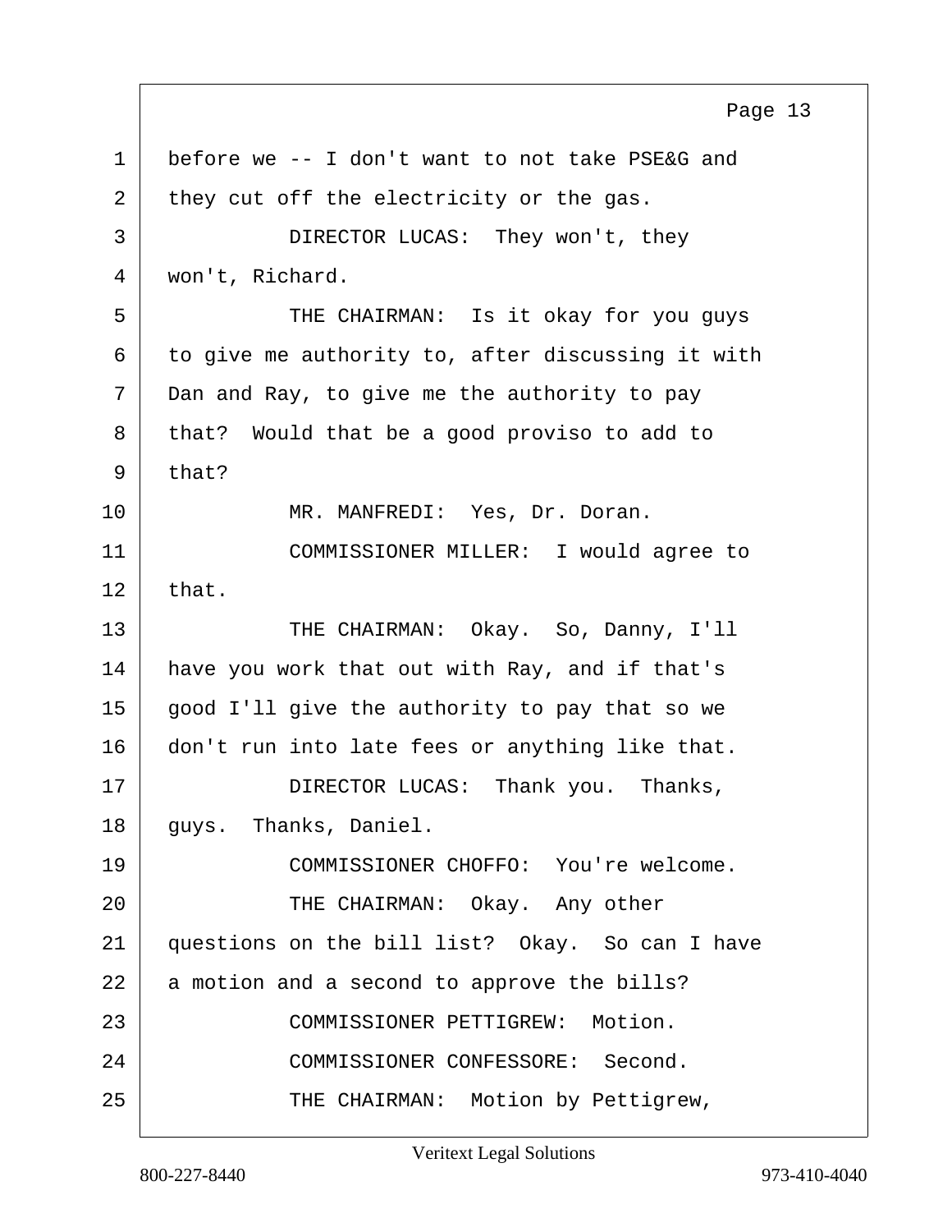before we -- I don't want to not take PSE&G and they cut off the electricity or the gas.

DIRECTOR LUCAS: They won't, they won't, Richard.

THE CHAIRMAN: Is it okay for you guys to give me authority to, after discussing it with Dan and Ray, to give me the authority to pay that? Would that be a good proviso to add to that?

MR. MANFREDI: Yes, Dr. Doran.

COMMISSIONER MILLER: I would agree to that.

THE CHAIRMAN: Okay. So, Danny, I'll have you work that out with Ray, and if that's good I'll give the authority to pay that so we don't run into late fees or anything like that.

DIRECTOR LUCAS: Thank you. Thanks, guys. Thanks, Daniel.

COMMISSIONER CHOFFO: You're welcome.

THE CHAIRMAN: Okay. Any other questions on the bill list? Okay. So can I have a motion and a second to approve the bills?

COMMISSIONER PETTIGREW: Motion.

COMMISSIONER CONFESSORE: Second.

THE CHAIRMAN: Motion by Pettigrew,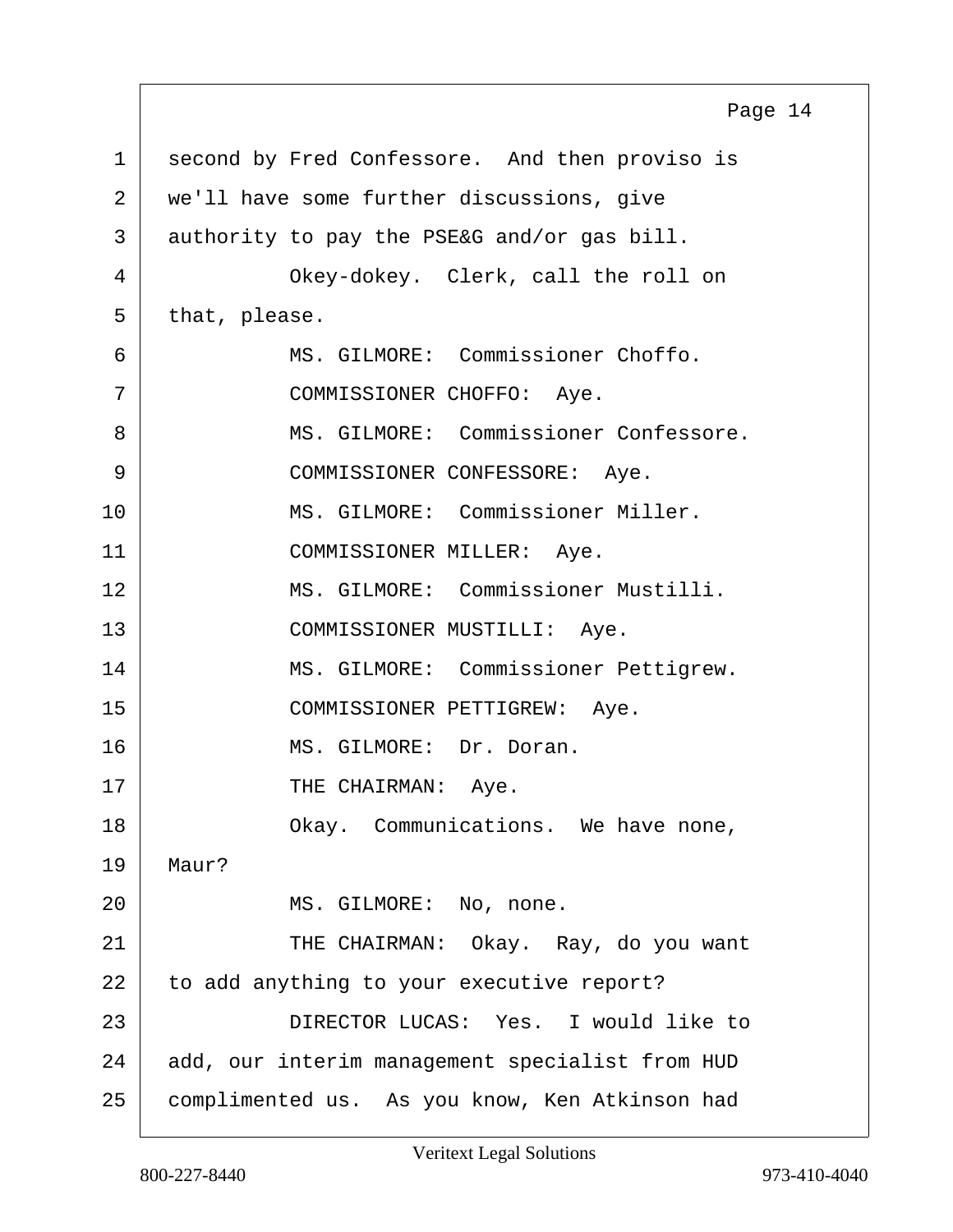second by Fred Confessore. And then proviso is we'll have some further discussions, give authority to pay the PSE&G and/or gas bill.

Okey-dokey. Clerk, call the roll on that, please.

MS. GILMORE: Commissioner Choffo.

COMMISSIONER CHOFFO: Aye.

MS. GILMORE: Commissioner Confessore.

COMMISSIONER CONFESSORE: Aye.

MS. GILMORE: Commissioner Miller.

COMMISSIONER MILLER: Aye.

MS. GILMORE: Commissioner Mustilli.

COMMISSIONER MUSTILLI: Aye.

MS. GILMORE: Commissioner Pettigrew.

COMMISSIONER PETTIGREW: Aye.

MS. GILMORE: Dr. Doran.

THE CHAIRMAN: Aye.

Okay. Communications. We have none, Maur?

MS. GILMORE: No, none.

THE CHAIRMAN: Okay. Ray, do you want to add anything to your executive report?

DIRECTOR LUCAS: Yes. I would like to add, our interim management specialist from HUD complimented us. As you know, Ken Atkinson had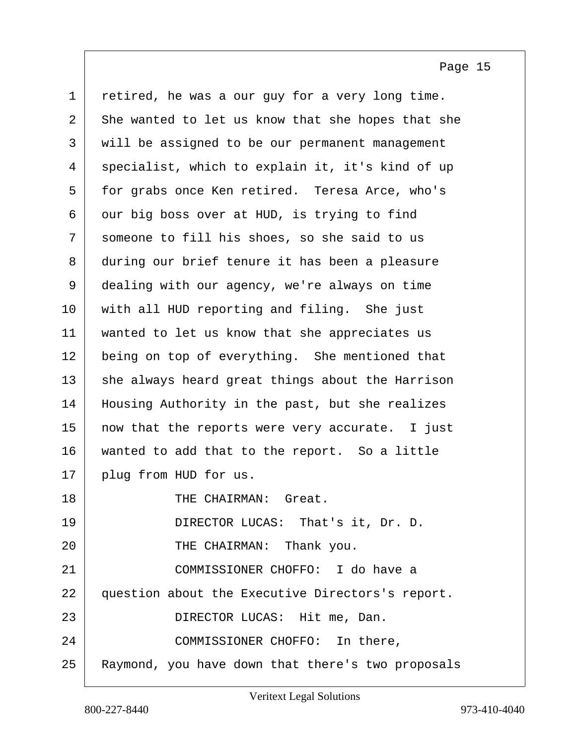retired, he was a our guy for a very long time. She wanted to let us know that she hopes that she will be assigned to be our permanent management specialist, which to explain it, it's kind of up for grabs once Ken retired. Teresa Arce, who's our big boss over at HUD, is trying to find someone to fill his shoes, so she said to us during our brief tenure it has been a pleasure dealing with our agency, we're always on time with all HUD reporting and filing. She just wanted to let us know that she appreciates us being on top of everything. She mentioned that she always heard great things about the Harrison Housing Authority in the past, but she realizes now that the reports were very accurate. I just wanted to add that to the report. So a little plug from HUD for us.

THE CHAIRMAN: Great.

DIRECTOR LUCAS: That's it, Dr. D.

THE CHAIRMAN: Thank you.

COMMISSIONER CHOFFO: I do have a question about the Executive Directors's report.

DIRECTOR LUCAS: Hit me, Dan.

COMMISSIONER CHOFFO: In there, Raymond, you have down that there's two proposals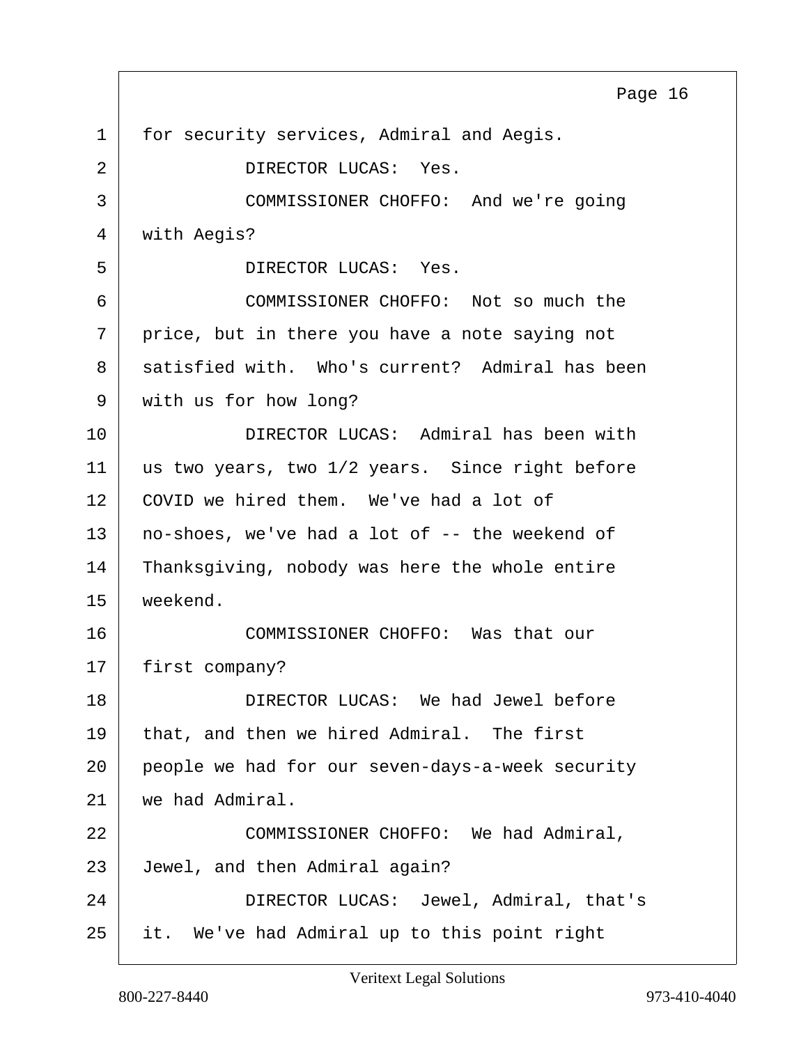for security services, Admiral and Aegis.

DIRECTOR LUCAS: Yes.

COMMISSIONER CHOFFO: And we're going with Aegis?

DIRECTOR LUCAS: Yes.

COMMISSIONER CHOFFO: Not so much the price, but in there you have a note saying not satisfied with. Who's current? Admiral has been with us for how long?

DIRECTOR LUCAS: Admiral has been with us two years, two 1/2 years. Since right before COVID we hired them. We've had a lot of no-shoes, we've had a lot of -- the weekend of Thanksgiving, nobody was here the whole entire weekend.

COMMISSIONER CHOFFO: Was that our first company?

DIRECTOR LUCAS: We had Jewel before that, and then we hired Admiral. The first people we had for our seven-days-a-week security we had Admiral.

COMMISSIONER CHOFFO: We had Admiral, Jewel, and then Admiral again?

DIRECTOR LUCAS: Jewel, Admiral, that's it. We've had Admiral up to this point right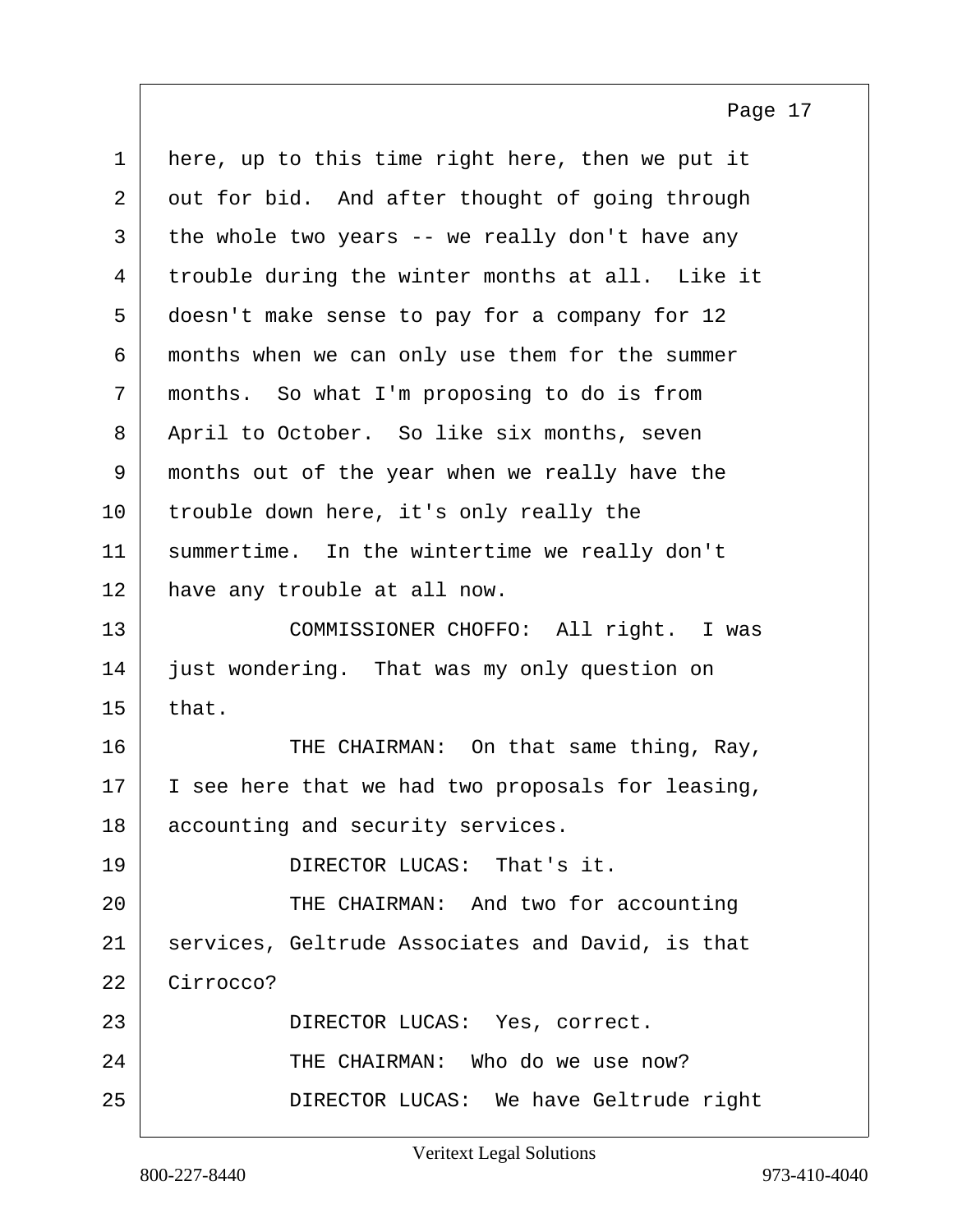here, up to this time right here, then we put it out for bid. And after thought of going through the whole two years -- we really don't have any trouble during the winter months at all. Like it doesn't make sense to pay for a company for 12 months when we can only use them for the summer months. So what I'm proposing to do is from April to October. So like six months, seven months out of the year when we really have the trouble down here, it's only really the summertime. In the wintertime we really don't have any trouble at all now.

COMMISSIONER CHOFFO: All right. I was just wondering. That was my only question on that.

THE CHAIRMAN: On that same thing, Ray, I see here that we had two proposals for leasing, accounting and security services.

DIRECTOR LUCAS: That's it.

THE CHAIRMAN: And two for accounting services, Geltrude Associates and David, is that Cirrocco?

DIRECTOR LUCAS: Yes, correct.

THE CHAIRMAN: Who do we use now?

DIRECTOR LUCAS: We have Geltrude right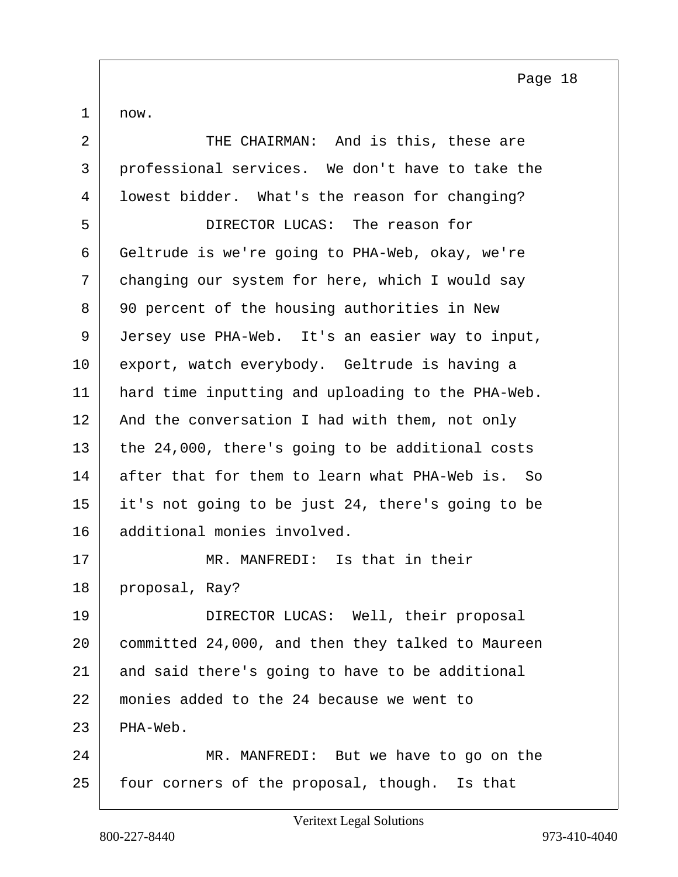now.

THE CHAIRMAN: And is this, these are professional services. We don't have to take the lowest bidder. What's the reason for changing?

DIRECTOR LUCAS: The reason for Geltrude is we're going to PHA-Web, okay, we're changing our system for here, which I would say 90 percent of the housing authorities in New Jersey use PHA-Web. It's an easier way to input, export, watch everybody. Geltrude is having a hard time inputting and uploading to the PHA-Web. And the conversation I had with them, not only the 24,000, there's going to be additional costs after that for them to learn what PHA-Web is. So it's not going to be just 24, there's going to be additional monies involved.

MR. MANFREDI: Is that in their proposal, Ray?

DIRECTOR LUCAS: Well, their proposal committed 24,000, and then they talked to Maureen and said there's going to have to be additional monies added to the 24 because we went to PHA-Web.

MR. MANFREDI: But we have to go on the four corners of the proposal, though. Is that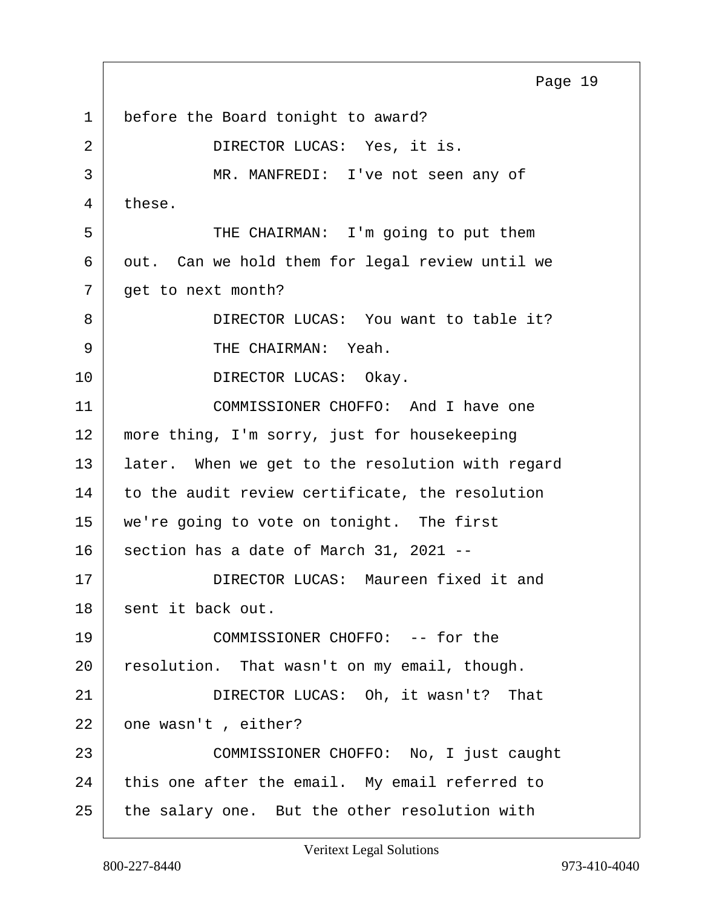before the Board tonight to award?

DIRECTOR LUCAS: Yes, it is.

MR. MANFREDI: I've not seen any of these.

THE CHAIRMAN: I'm going to put them out. Can we hold them for legal review until we get to next month?

DIRECTOR LUCAS: You want to table it?

THE CHAIRMAN: Yeah.

DIRECTOR LUCAS: Okay.

COMMISSIONER CHOFFO: And I have one more thing, I'm sorry, just for housekeeping later. When we get to the resolution with regard to the audit review certificate, the resolution we're going to vote on tonight. The first section has a date of March 31, 2021 --

DIRECTOR LUCAS: Maureen fixed it and sent it back out.

COMMISSIONER CHOFFO: -- for the resolution. That wasn't on my email, though.

DIRECTOR LUCAS: Oh, it wasn't? That one wasn't , either?

COMMISSIONER CHOFFO: No, I just caught this one after the email. My email referred to the salary one. But the other resolution with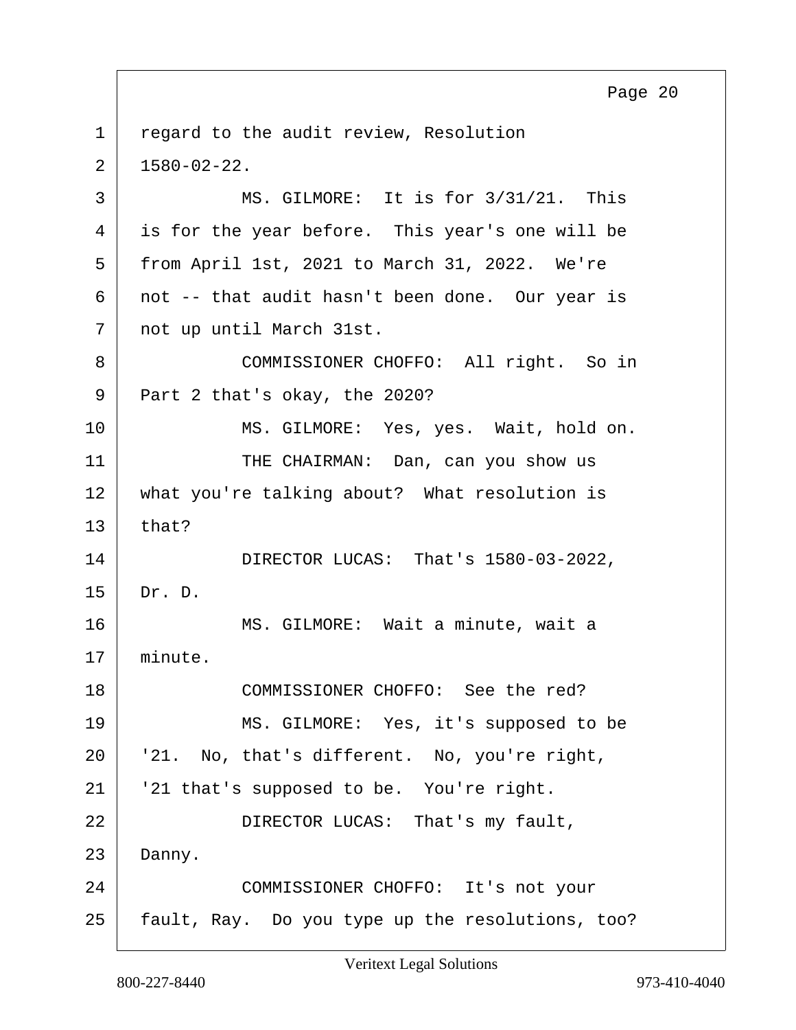regard to the audit review, Resolution 1580-02-22.

MS. GILMORE: It is for 3/31/21. This is for the year before. This year's one will be from April 1st, 2021 to March 31, 2022. We're not -- that audit hasn't been done. Our year is not up until March 31st.

COMMISSIONER CHOFFO: All right. So in Part 2 that's okay, the 2020?

MS. GILMORE: Yes, yes. Wait, hold on.

THE CHAIRMAN: Dan, can you show us what you're talking about? What resolution is that?

DIRECTOR LUCAS: That's 1580-03-2022, Dr. D.

MS. GILMORE: Wait a minute, wait a minute.

COMMISSIONER CHOFFO: See the red?

MS. GILMORE: Yes, it's supposed to be '21. No, that's different. No, you're right, '21 that's supposed to be. You're right.

DIRECTOR LUCAS: That's my fault, Danny.

COMMISSIONER CHOFFO: It's not your fault, Ray. Do you type up the resolutions, too?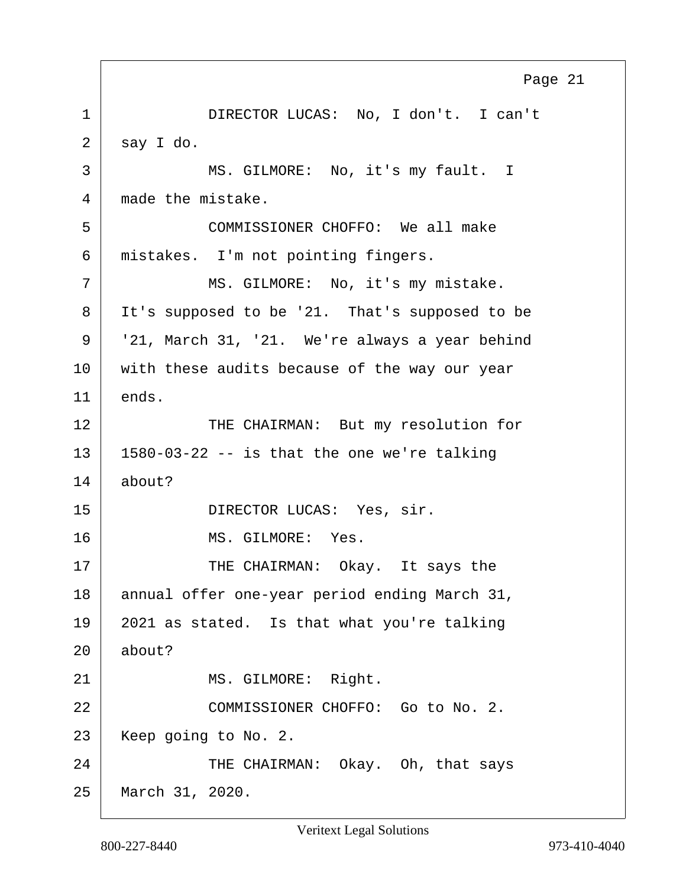DIRECTOR LUCAS: No, I don't. I can't say I do.

MS. GILMORE: No, it's my fault. I made the mistake.

COMMISSIONER CHOFFO: We all make mistakes. I'm not pointing fingers.

MS. GILMORE: No, it's my mistake. It's supposed to be '21. That's supposed to be '21, March 31, '21. We're always a year behind with these audits because of the way our year ends.

THE CHAIRMAN: But my resolution for 1580-03-22 -- is that the one we're talking about?

DIRECTOR LUCAS: Yes, sir.

MS. GILMORE: Yes.

THE CHAIRMAN: Okay. It says the annual offer one-year period ending March 31, 2021 as stated. Is that what you're talking about?

MS. GILMORE: Right.

COMMISSIONER CHOFFO: Go to No. 2. Keep going to No. 2.

THE CHAIRMAN: Okay. Oh, that says March 31, 2020.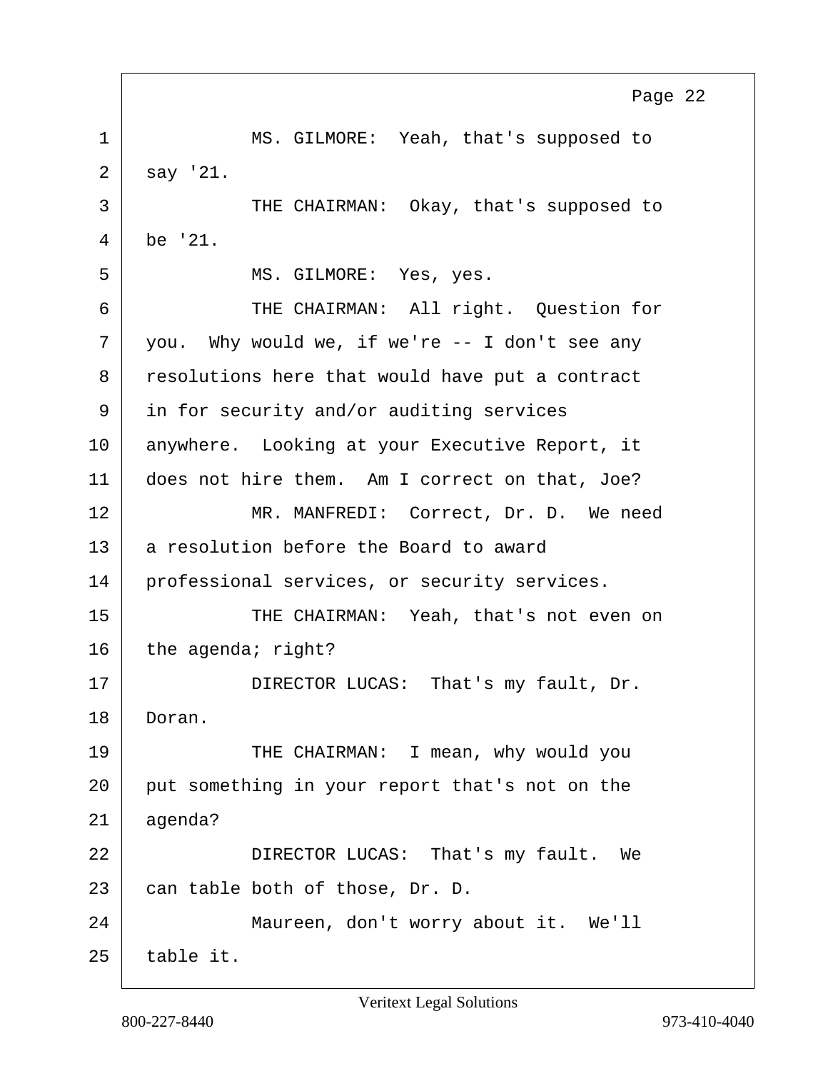MS. GILMORE: Yeah, that's supposed to say '21.

THE CHAIRMAN: Okay, that's supposed to be '21.

MS. GILMORE: Yes, yes.

THE CHAIRMAN: All right. Question for you. Why would we, if we're -- I don't see any resolutions here that would have put a contract in for security and/or auditing services anywhere. Looking at your Executive Report, it does not hire them. Am I correct on that, Joe?

MR. MANFREDI: Correct, Dr. D. We need a resolution before the Board to award professional services, or security services.

THE CHAIRMAN: Yeah, that's not even on the agenda; right?

DIRECTOR LUCAS: That's my fault, Dr. Doran.

THE CHAIRMAN: I mean, why would you put something in your report that's not on the agenda?

DIRECTOR LUCAS: That's my fault. We can table both of those, Dr. D.

Maureen, don't worry about it. We'll table it.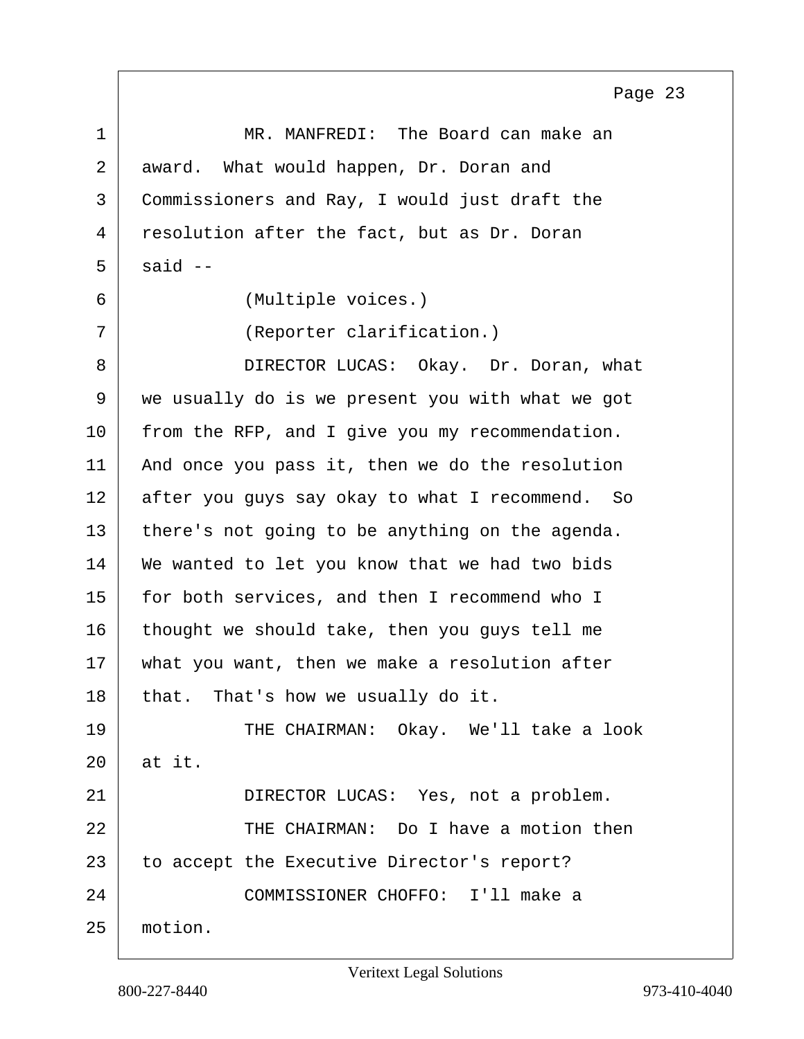MR. MANFREDI: The Board can make an award. What would happen, Dr. Doran and Commissioners and Ray, I would just draft the resolution after the fact, but as Dr. Doran said --

(Multiple voices.)

(Reporter clarification.)

DIRECTOR LUCAS: Okay. Dr. Doran, what we usually do is we present you with what we got from the RFP, and I give you my recommendation. And once you pass it, then we do the resolution after you guys say okay to what I recommend. So there's not going to be anything on the agenda. We wanted to let you know that we had two bids for both services, and then I recommend who I thought we should take, then you guys tell me what you want, then we make a resolution after that. That's how we usually do it.

THE CHAIRMAN: Okay. We'll take a look at it.

DIRECTOR LUCAS: Yes, not a problem.

THE CHAIRMAN: Do I have a motion then to accept the Executive Director's report?

COMMISSIONER CHOFFO: I'll make a motion.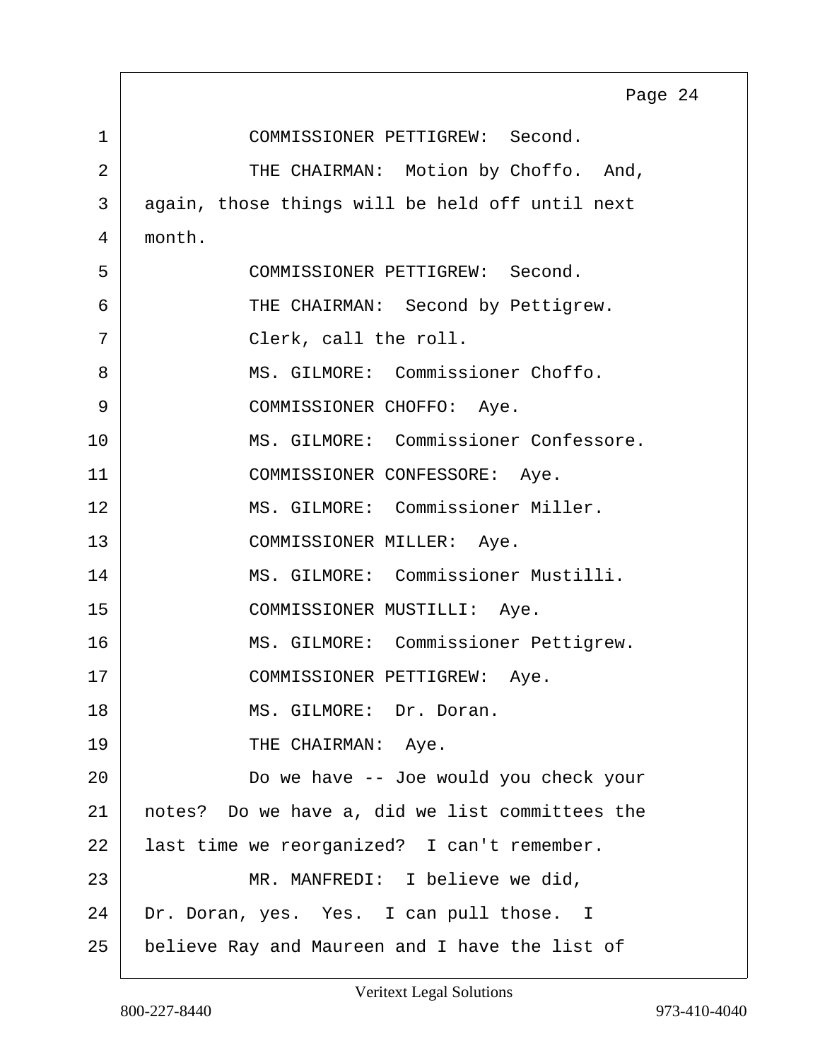1 COMMISSIONER PETTIGREW: Second.

2 THE CHAIRMAN: Motion by Choffo. And,

3 again, those things will be held off until next

4 month.

5 COMMISSIONER PETTIGREW: Second.

6 THE CHAIRMAN: Second by Pettigrew.

7 Clerk, call the roll.

8 MS. GILMORE: Commissioner Choffo.

9 COMMISSIONER CHOFFO: Aye.

10 MS. GILMORE: Commissioner Confessore.

11 COMMISSIONER CONFESSORE: Aye.

12 MS. GILMORE: Commissioner Miller.

13 COMMISSIONER MILLER: Aye.

14 MS. GILMORE: Commissioner Mustilli.

15 COMMISSIONER MUSTILLI: Aye.

16 MS. GILMORE: Commissioner Pettigrew.

17 COMMISSIONER PETTIGREW: Aye.

18 MS. GILMORE: Dr. Doran.

19 THE CHAIRMAN: Aye.

20 Do we have -- Joe would you check your

21 notes? Do we have a, did we list committees the

22 last time we reorganized? I can't remember.

23 MR. MANFREDI: I believe we did,

24 Dr. Doran, yes. Yes. I can pull those. I

25 believe Ray and Maureen and I have the list of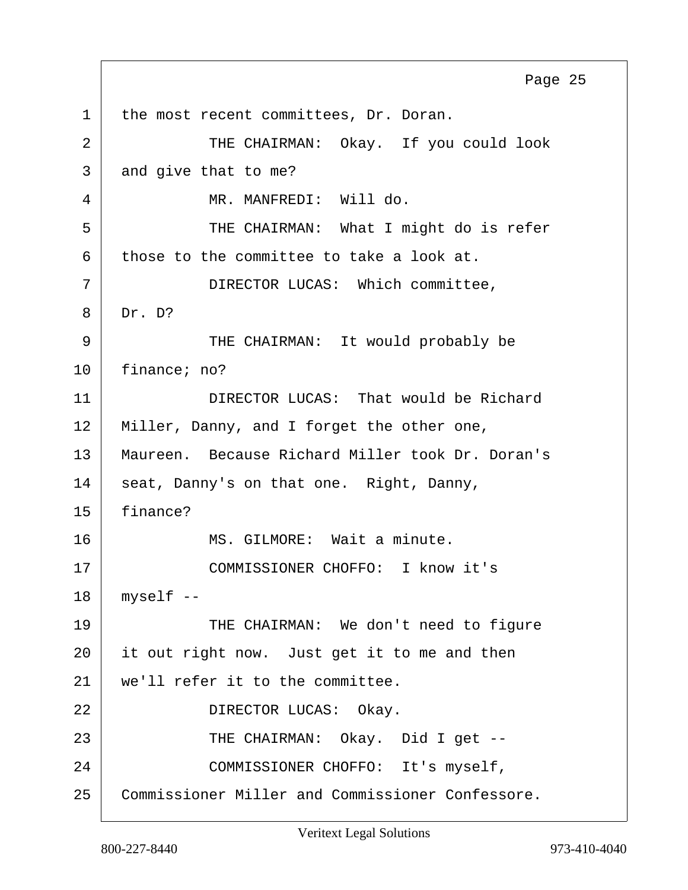1 the most recent committees, Dr. Doran.

2 THE CHAIRMAN: Okay. If you could look

3 and give that to me?

4 MR. MANFREDI: Will do.

5 THE CHAIRMAN: What I might do is refer

6 those to the committee to take a look at.

7 DIRECTOR LUCAS: Which committee,

8 Dr. D?

9 THE CHAIRMAN: It would probably be

10 finance; no?

11 DIRECTOR LUCAS: That would be Richard

12 Miller, Danny, and I forget the other one,

13 Maureen. Because Richard Miller took Dr. Doran's

14 seat, Danny's on that one. Right, Danny,

15 finance?

16 MS. GILMORE: Wait a minute.

17 COMMISSIONER CHOFFO: I know it's

18 myself --

19 THE CHAIRMAN: We don't need to figure

20 it out right now. Just get it to me and then

21 we'll refer it to the committee.

22 DIRECTOR LUCAS: Okay.

23 THE CHAIRMAN: Okay. Did I get --

24 COMMISSIONER CHOFFO: It's myself,

25 Commissioner Miller and Commissioner Confessore.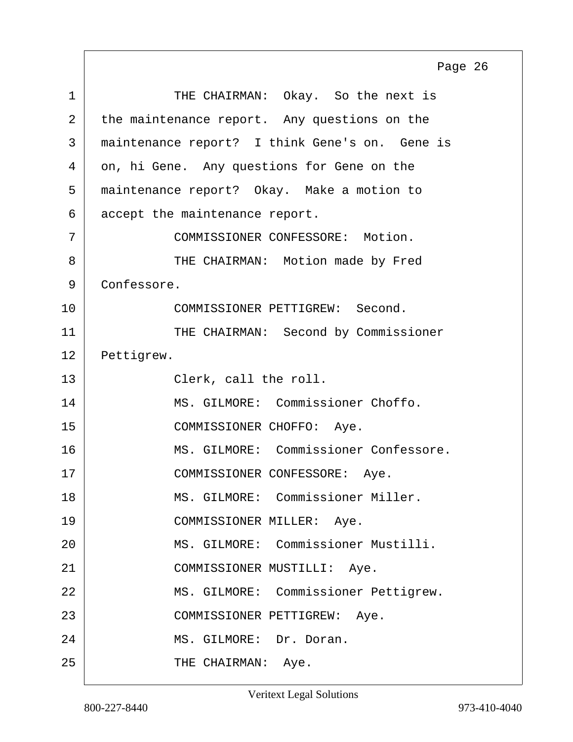THE CHAIRMAN: Okay. So the next is the maintenance report. Any questions on the maintenance report? I think Gene's on. Gene is on, hi Gene. Any questions for Gene on the maintenance report? Okay. Make a motion to accept the maintenance report.

COMMISSIONER CONFESSORE: Motion.

THE CHAIRMAN: Motion made by Fred Confessore.

COMMISSIONER PETTIGREW: Second.

THE CHAIRMAN: Second by Commissioner Pettigrew.

Clerk, call the roll.

MS. GILMORE: Commissioner Choffo.

COMMISSIONER CHOFFO: Aye.

MS. GILMORE: Commissioner Confessore.

COMMISSIONER CONFESSORE: Aye.

MS. GILMORE: Commissioner Miller.

COMMISSIONER MILLER: Aye.

MS. GILMORE: Commissioner Mustilli.

COMMISSIONER MUSTILLI: Aye.

MS. GILMORE: Commissioner Pettigrew.

COMMISSIONER PETTIGREW: Aye.

MS. GILMORE: Dr. Doran.

THE CHAIRMAN: Aye.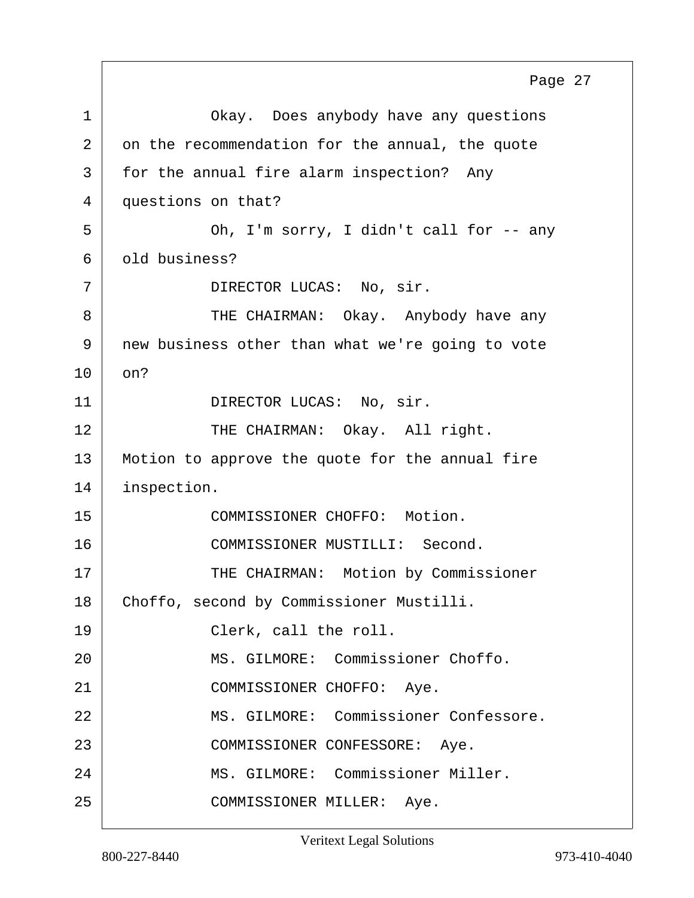1 Okay. Does anybody have any questions
2 on the recommendation for the annual, the quote
3 for the annual fire alarm inspection? Any
4 questions on that?
5 Oh, I'm sorry, I didn't call for -- any
6 old business?
7 DIRECTOR LUCAS: No, sir.
8 THE CHAIRMAN: Okay. Anybody have any
9 new business other than what we're going to vote
10 on?
11 DIRECTOR LUCAS: No, sir.
12 THE CHAIRMAN: Okay. All right.
13 Motion to approve the quote for the annual fire
14 inspection.
15 COMMISSIONER CHOFFO: Motion.
16 COMMISSIONER MUSTILLI: Second.
17 THE CHAIRMAN: Motion by Commissioner
18 Choffo, second by Commissioner Mustilli.
19 Clerk, call the roll.
20 MS. GILMORE: Commissioner Choffo.
21 COMMISSIONER CHOFFO: Aye.
22 MS. GILMORE: Commissioner Confessore.
23 COMMISSIONER CONFESSORE: Aye.
24 MS. GILMORE: Commissioner Miller.
25 COMMISSIONER MILLER: Aye.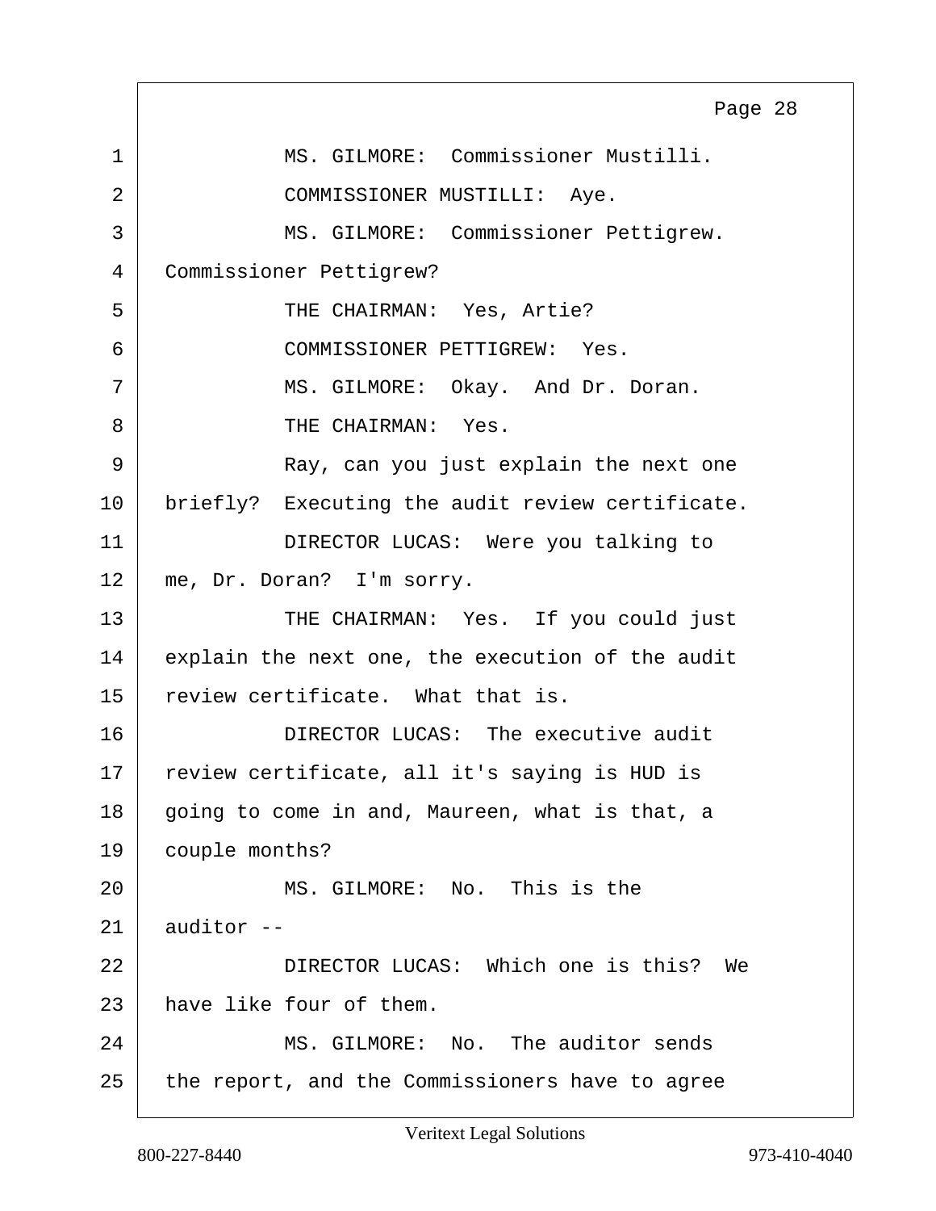MS. GILMORE: Commissioner Mustilli.

COMMISSIONER MUSTILLI: Aye.

MS. GILMORE: Commissioner Pettigrew. Commissioner Pettigrew?

THE CHAIRMAN: Yes, Artie?

COMMISSIONER PETTIGREW: Yes.

MS. GILMORE: Okay. And Dr. Doran.

THE CHAIRMAN: Yes.

Ray, can you just explain the next one briefly? Executing the audit review certificate.

DIRECTOR LUCAS: Were you talking to me, Dr. Doran? I'm sorry.

THE CHAIRMAN: Yes. If you could just explain the next one, the execution of the audit review certificate. What that is.

DIRECTOR LUCAS: The executive audit review certificate, all it's saying is HUD is going to come in and, Maureen, what is that, a couple months?

MS. GILMORE: No. This is the auditor --

DIRECTOR LUCAS: Which one is this? We have like four of them.

MS. GILMORE: No. The auditor sends the report, and the Commissioners have to agree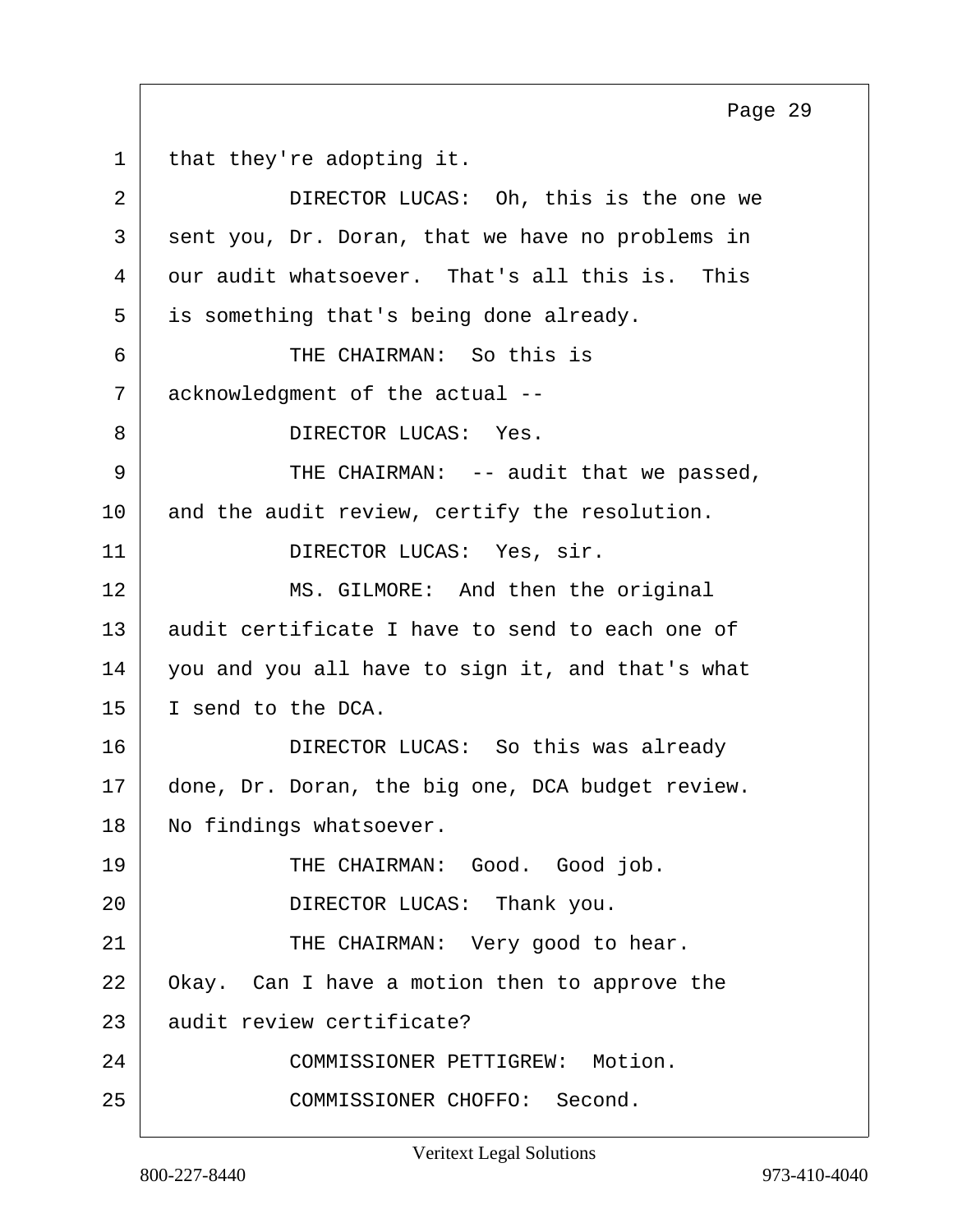1 that they're adopting it.

2 DIRECTOR LUCAS: Oh, this is the one we

3 sent you, Dr. Doran, that we have no problems in

4 our audit whatsoever. That's all this is. This

5 is something that's being done already.

6 THE CHAIRMAN: So this is

7 acknowledgment of the actual --

8 DIRECTOR LUCAS: Yes.

9 THE CHAIRMAN: -- audit that we passed,

10 and the audit review, certify the resolution.

11 DIRECTOR LUCAS: Yes, sir.

12 MS. GILMORE: And then the original

13 audit certificate I have to send to each one of

14 you and you all have to sign it, and that's what

15 I send to the DCA.

16 DIRECTOR LUCAS: So this was already

17 done, Dr. Doran, the big one, DCA budget review.

18 No findings whatsoever.

19 THE CHAIRMAN: Good. Good job.

20 DIRECTOR LUCAS: Thank you.

21 THE CHAIRMAN: Very good to hear.

22 Okay. Can I have a motion then to approve the

23 audit review certificate?

24 COMMISSIONER PETTIGREW: Motion.

25 COMMISSIONER CHOFFO: Second.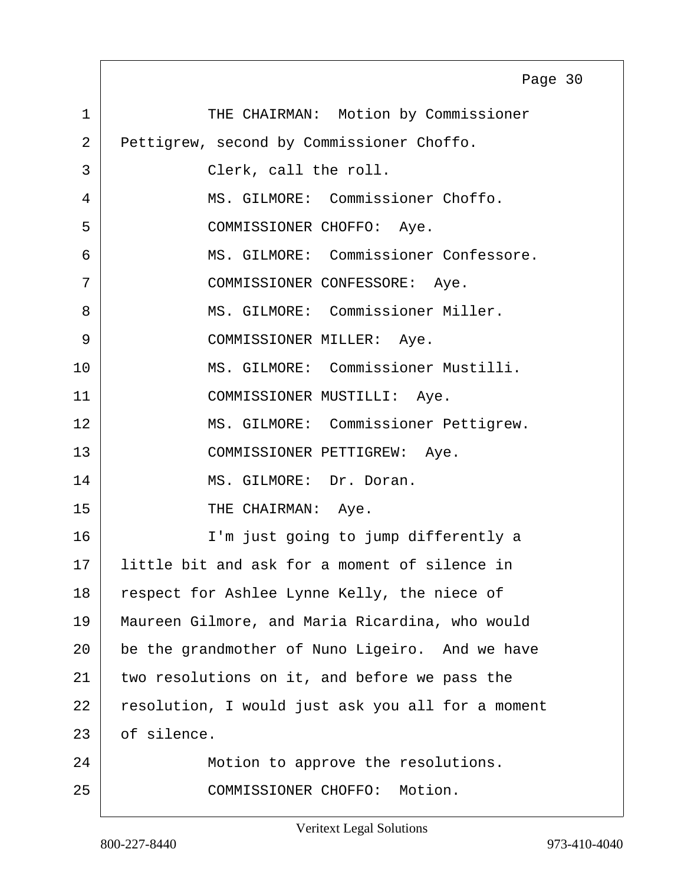1 THE CHAIRMAN: Motion by Commissioner
2 Pettigrew, second by Commissioner Choffo.
3 Clerk, call the roll.
4 MS. GILMORE: Commissioner Choffo.
5 COMMISSIONER CHOFFO: Aye.
6 MS. GILMORE: Commissioner Confessore.
7 COMMISSIONER CONFESSORE: Aye.
8 MS. GILMORE: Commissioner Miller.
9 COMMISSIONER MILLER: Aye.
10 MS. GILMORE: Commissioner Mustilli.
11 COMMISSIONER MUSTILLI: Aye.
12 MS. GILMORE: Commissioner Pettigrew.
13 COMMISSIONER PETTIGREW: Aye.
14 MS. GILMORE: Dr. Doran.
15 THE CHAIRMAN: Aye.
16 I'm just going to jump differently a
17 little bit and ask for a moment of silence in
18 respect for Ashlee Lynne Kelly, the niece of
19 Maureen Gilmore, and Maria Ricardina, who would
20 be the grandmother of Nuno Ligeiro. And we have
21 two resolutions on it, and before we pass the
22 resolution, I would just ask you all for a moment
23 of silence.
24 Motion to approve the resolutions.
25 COMMISSIONER CHOFFO: Motion.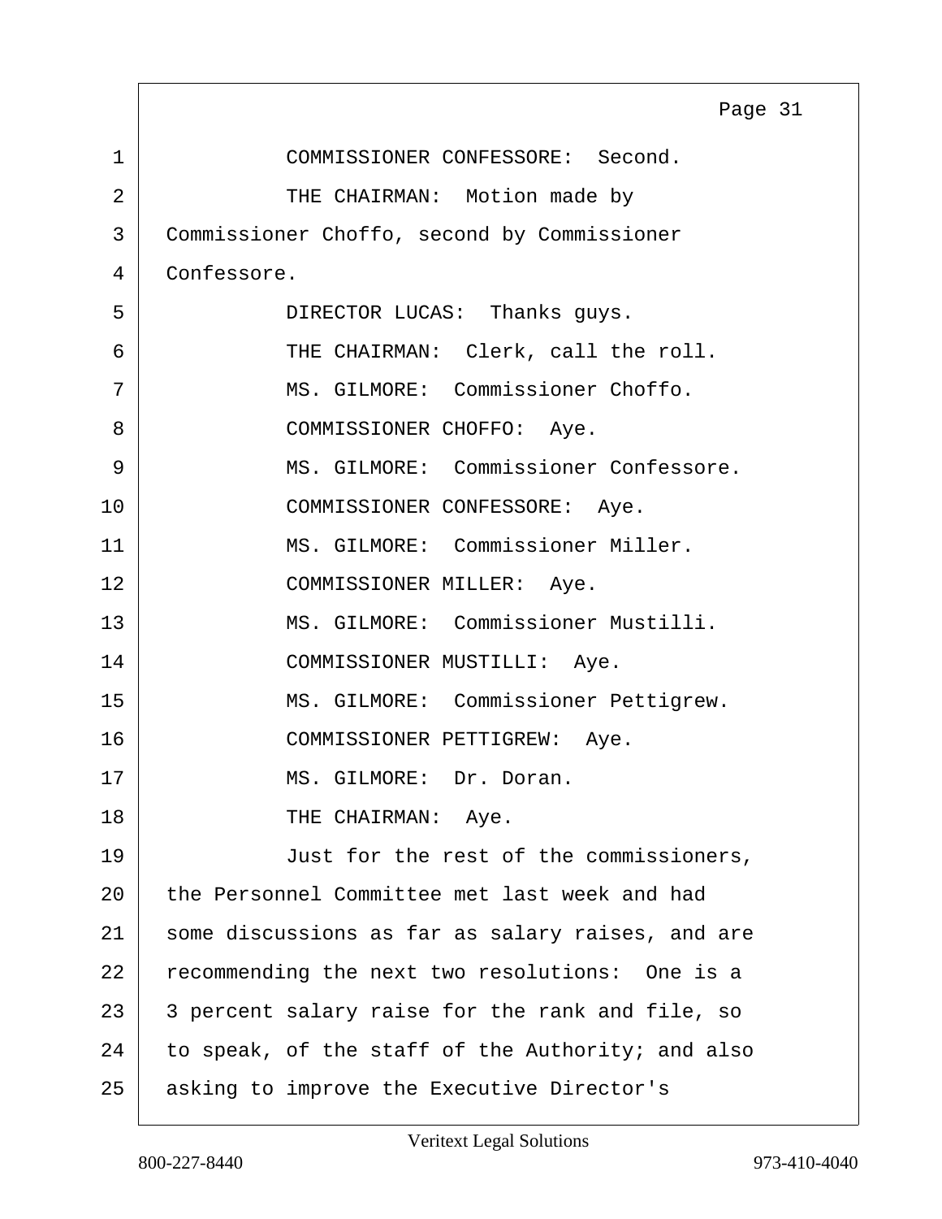COMMISSIONER CONFESSORE: Second.

THE CHAIRMAN: Motion made by Commissioner Choffo, second by Commissioner Confessore.

DIRECTOR LUCAS: Thanks guys.

THE CHAIRMAN: Clerk, call the roll.

MS. GILMORE: Commissioner Choffo.

COMMISSIONER CHOFFO: Aye.

MS. GILMORE: Commissioner Confessore.

COMMISSIONER CONFESSORE: Aye.

MS. GILMORE: Commissioner Miller.

COMMISSIONER MILLER: Aye.

MS. GILMORE: Commissioner Mustilli.

COMMISSIONER MUSTILLI: Aye.

MS. GILMORE: Commissioner Pettigrew.

COMMISSIONER PETTIGREW: Aye.

MS. GILMORE: Dr. Doran.

THE CHAIRMAN: Aye.

Just for the rest of the commissioners, the Personnel Committee met last week and had some discussions as far as salary raises, and are recommending the next two resolutions: One is a 3 percent salary raise for the rank and file, so to speak, of the staff of the Authority; and also asking to improve the Executive Director's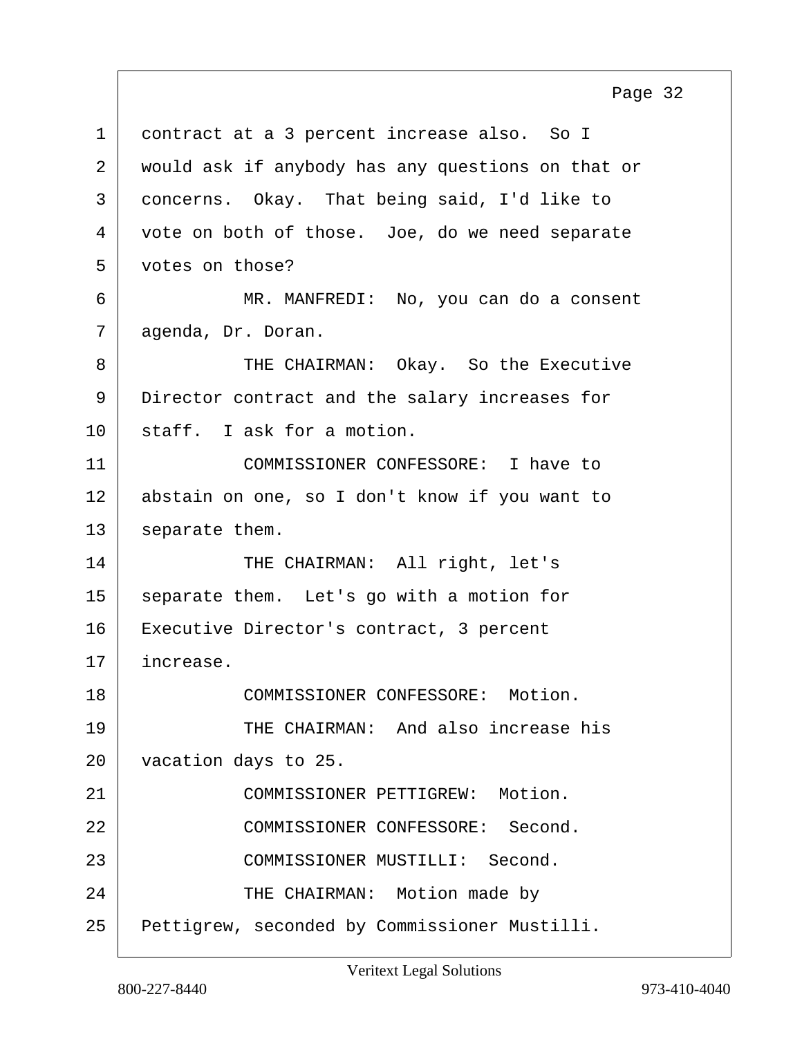contract at a 3 percent increase also. So I would ask if anybody has any questions on that or concerns. Okay. That being said, I'd like to vote on both of those. Joe, do we need separate votes on those?

MR. MANFREDI: No, you can do a consent agenda, Dr. Doran.

THE CHAIRMAN: Okay. So the Executive Director contract and the salary increases for staff. I ask for a motion.

COMMISSIONER CONFESSORE: I have to abstain on one, so I don't know if you want to separate them.

THE CHAIRMAN: All right, let's separate them. Let's go with a motion for Executive Director's contract, 3 percent increase.

COMMISSIONER CONFESSORE: Motion.

THE CHAIRMAN: And also increase his vacation days to 25.

COMMISSIONER PETTIGREW: Motion.

COMMISSIONER CONFESSORE: Second.

COMMISSIONER MUSTILLI: Second.

THE CHAIRMAN: Motion made by Pettigrew, seconded by Commissioner Mustilli.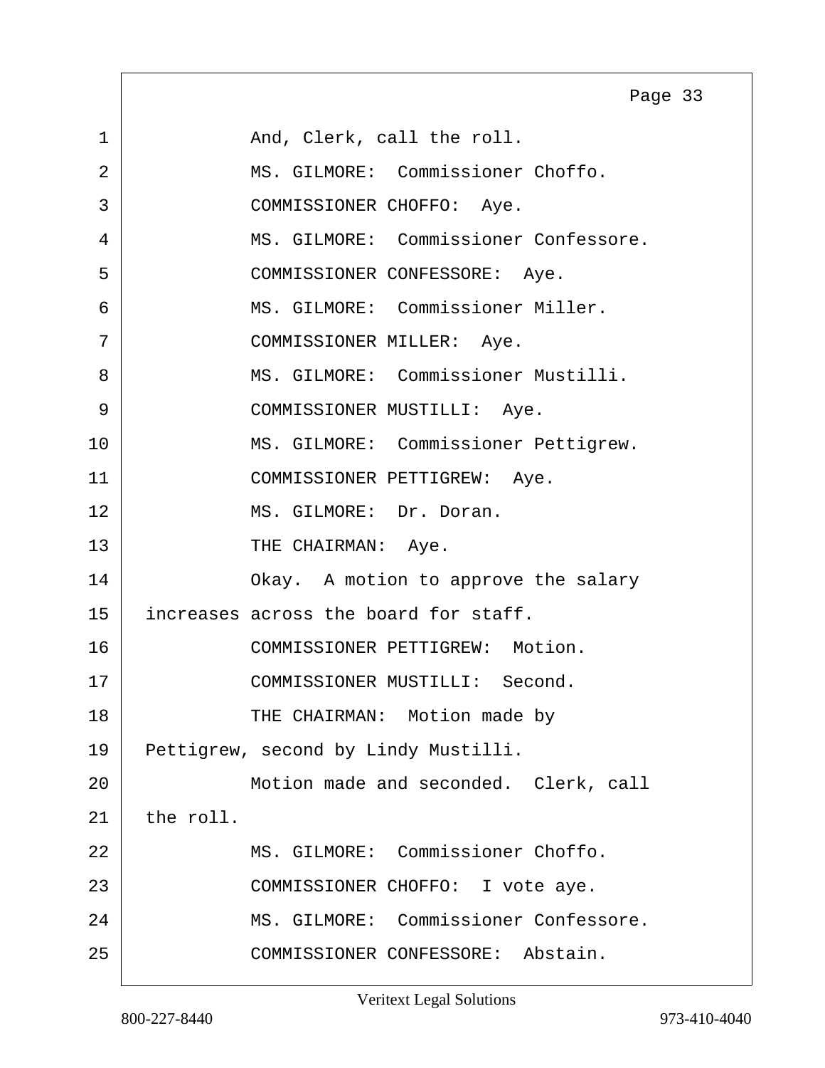1 And, Clerk, call the roll.

2 MS. GILMORE: Commissioner Choffo.

3 COMMISSIONER CHOFFO: Aye.

4 MS. GILMORE: Commissioner Confessore.

5 COMMISSIONER CONFESSORE: Aye.

6 MS. GILMORE: Commissioner Miller.

7 COMMISSIONER MILLER: Aye.

8 MS. GILMORE: Commissioner Mustilli.

9 COMMISSIONER MUSTILLI: Aye.

10 MS. GILMORE: Commissioner Pettigrew.

11 COMMISSIONER PETTIGREW: Aye.

12 MS. GILMORE: Dr. Doran.

13 THE CHAIRMAN: Aye.

14 Okay. A motion to approve the salary

15 increases across the board for staff.

16 COMMISSIONER PETTIGREW: Motion.

17 COMMISSIONER MUSTILLI: Second.

18 THE CHAIRMAN: Motion made by

19 Pettigrew, second by Lindy Mustilli.

20 Motion made and seconded. Clerk, call

21 the roll.

22 MS. GILMORE: Commissioner Choffo.

23 COMMISSIONER CHOFFO: I vote aye.

24 MS. GILMORE: Commissioner Confessore.

25 COMMISSIONER CONFESSORE: Abstain.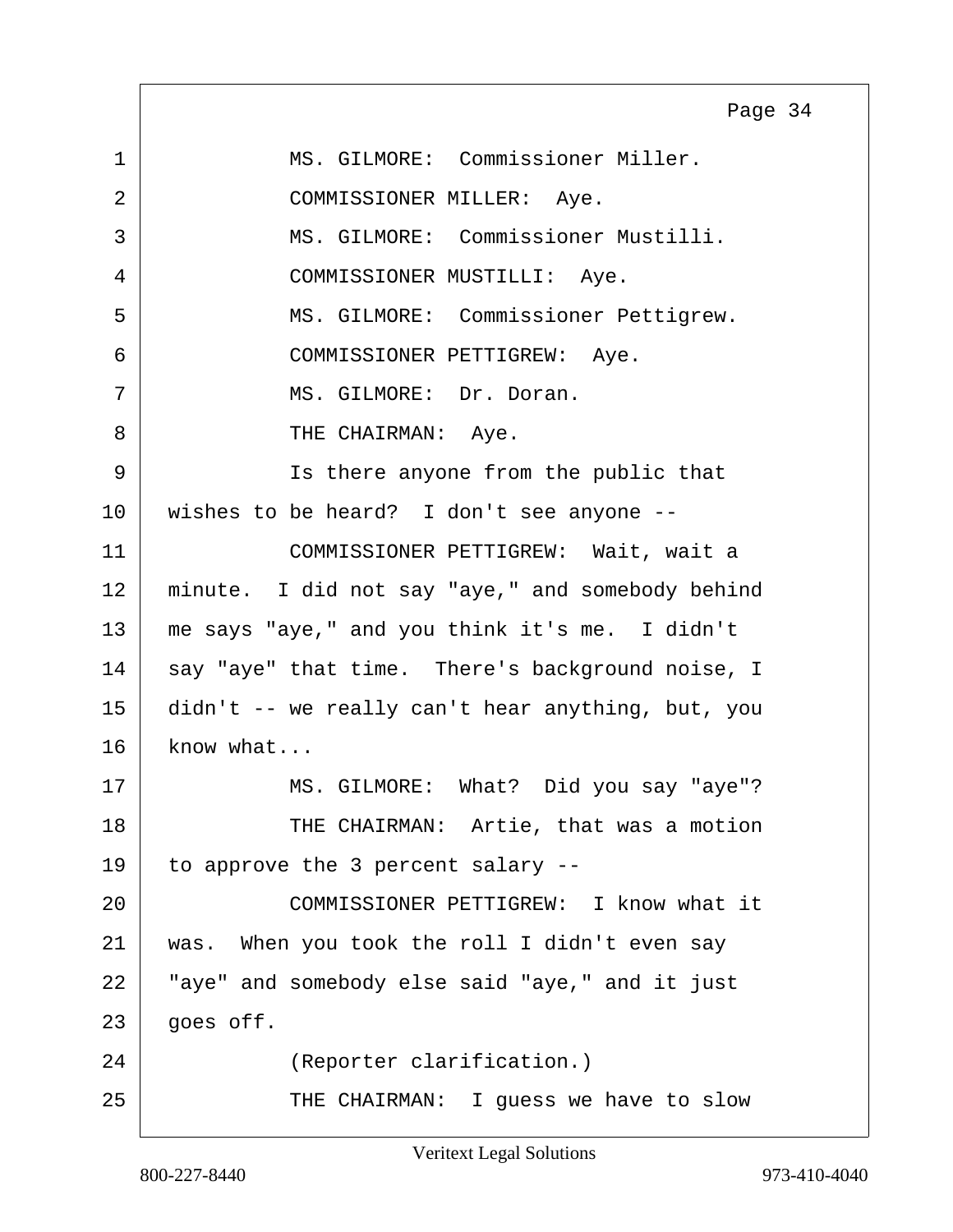1 MS. GILMORE: Commissioner Miller.

2 COMMISSIONER MILLER: Aye.

3 MS. GILMORE: Commissioner Mustilli.

4 COMMISSIONER MUSTILLI: Aye.

5 MS. GILMORE: Commissioner Pettigrew.

6 COMMISSIONER PETTIGREW: Aye.

7 MS. GILMORE: Dr. Doran.

8 THE CHAIRMAN: Aye.

9 Is there anyone from the public that

10 wishes to be heard? I don't see anyone --

11 COMMISSIONER PETTIGREW: Wait, wait a

12 minute. I did not say "aye," and somebody behind

13 me says "aye," and you think it's me. I didn't

14 say "aye" that time. There's background noise, I

15 didn't -- we really can't hear anything, but, you

16 know what...

17 MS. GILMORE: What? Did you say "aye"?

18 THE CHAIRMAN: Artie, that was a motion

19 to approve the 3 percent salary --

20 COMMISSIONER PETTIGREW: I know what it

21 was. When you took the roll I didn't even say

22 "aye" and somebody else said "aye," and it just

23 goes off.

24 (Reporter clarification.)

25 THE CHAIRMAN: I guess we have to slow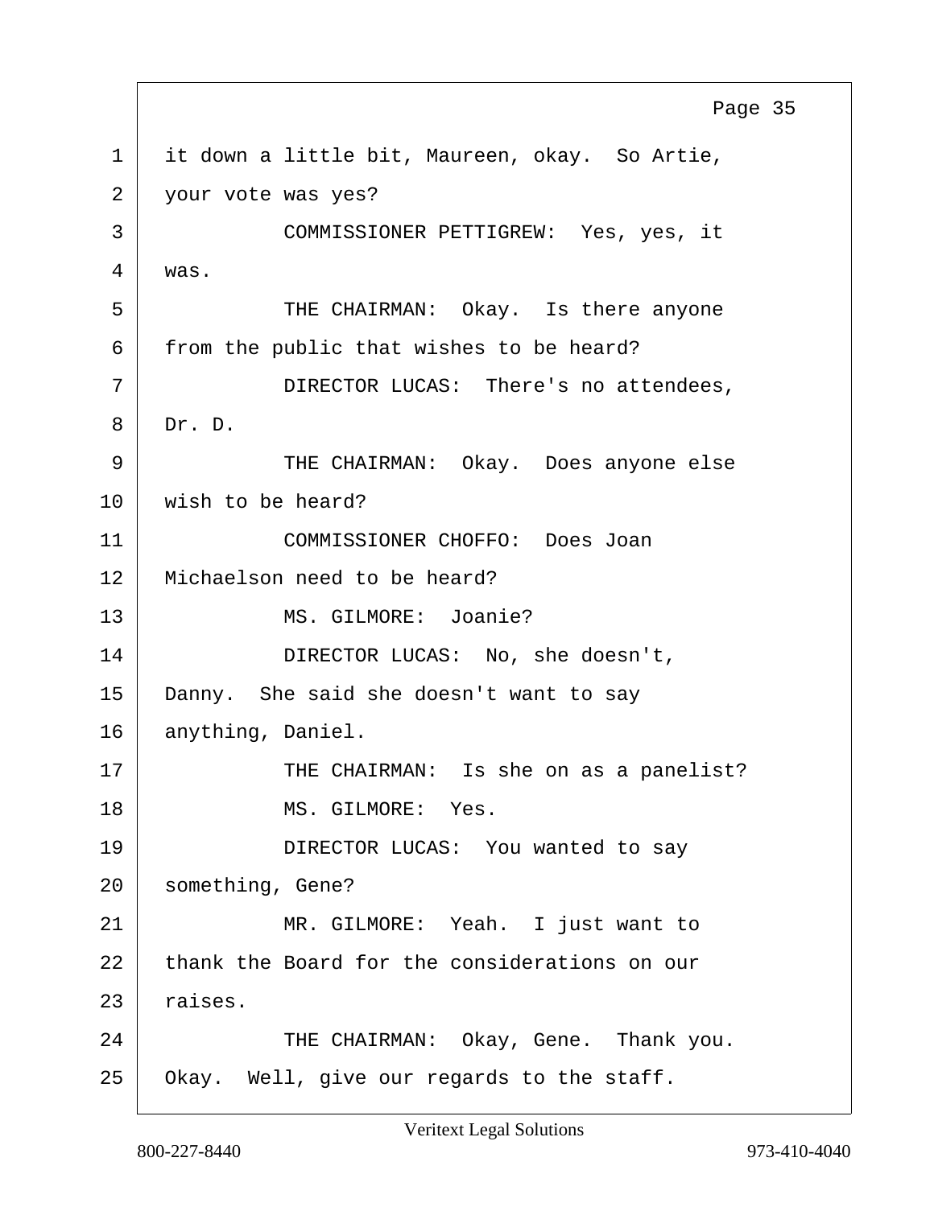it down a little bit, Maureen, okay. So Artie, your vote was yes?

COMMISSIONER PETTIGREW: Yes, yes, it was.

THE CHAIRMAN: Okay. Is there anyone from the public that wishes to be heard?

DIRECTOR LUCAS: There's no attendees, Dr. D.

THE CHAIRMAN: Okay. Does anyone else wish to be heard?

COMMISSIONER CHOFFO: Does Joan Michaelson need to be heard?

MS. GILMORE: Joanie?

DIRECTOR LUCAS: No, she doesn't, Danny. She said she doesn't want to say anything, Daniel.

THE CHAIRMAN: Is she on as a panelist?

MS. GILMORE: Yes.

DIRECTOR LUCAS: You wanted to say something, Gene?

MR. GILMORE: Yeah. I just want to thank the Board for the considerations on our raises.

THE CHAIRMAN: Okay, Gene. Thank you. Okay. Well, give our regards to the staff.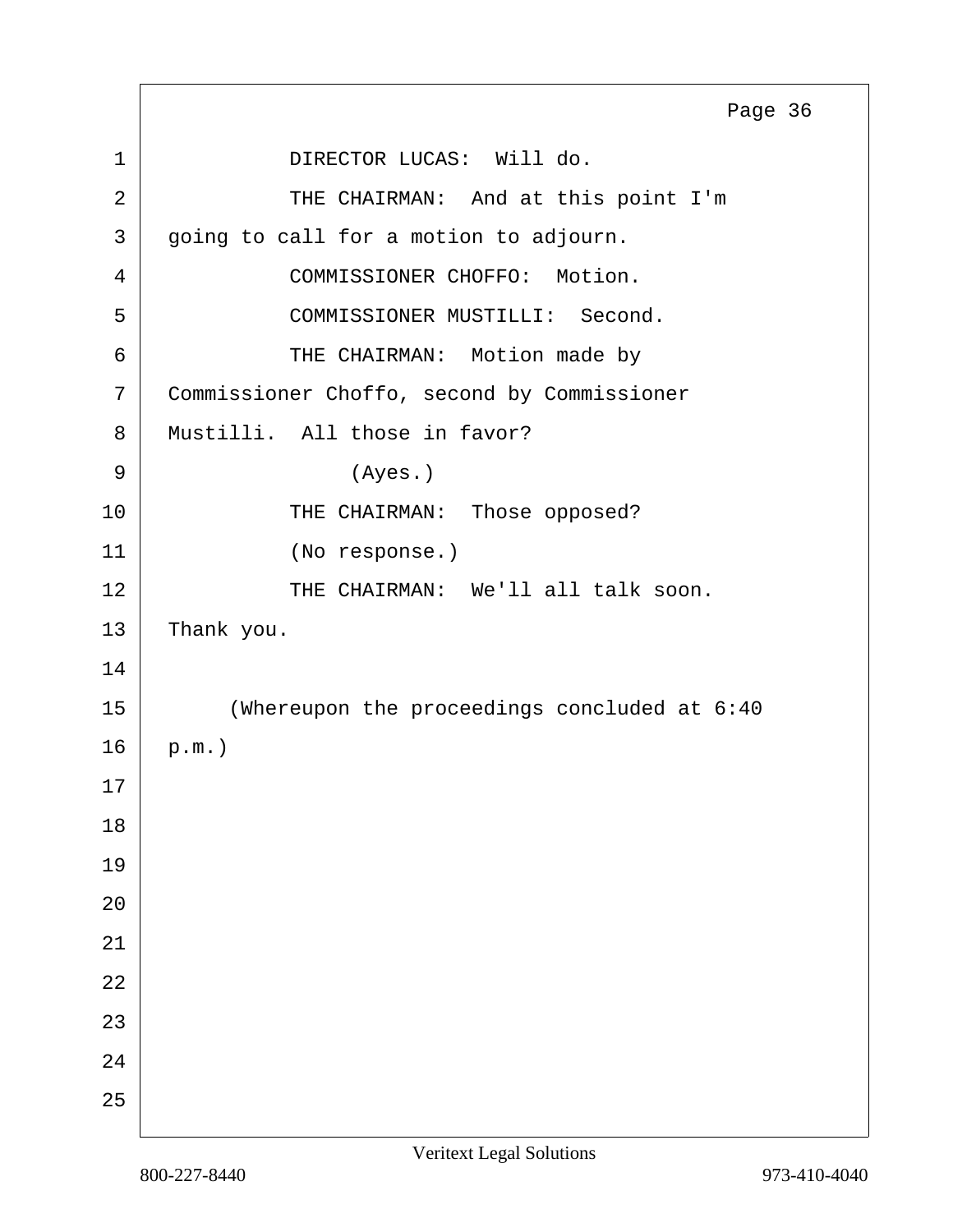DIRECTOR LUCAS: Will do.

THE CHAIRMAN: And at this point I'm going to call for a motion to adjourn.

COMMISSIONER CHOFFO: Motion.

COMMISSIONER MUSTILLI: Second.

THE CHAIRMAN: Motion made by Commissioner Choffo, second by Commissioner Mustilli. All those in favor?

(Ayes.)

THE CHAIRMAN: Those opposed?

(No response.)

THE CHAIRMAN: We'll all talk soon. Thank you.

(Whereupon the proceedings concluded at 6:40 p.m.)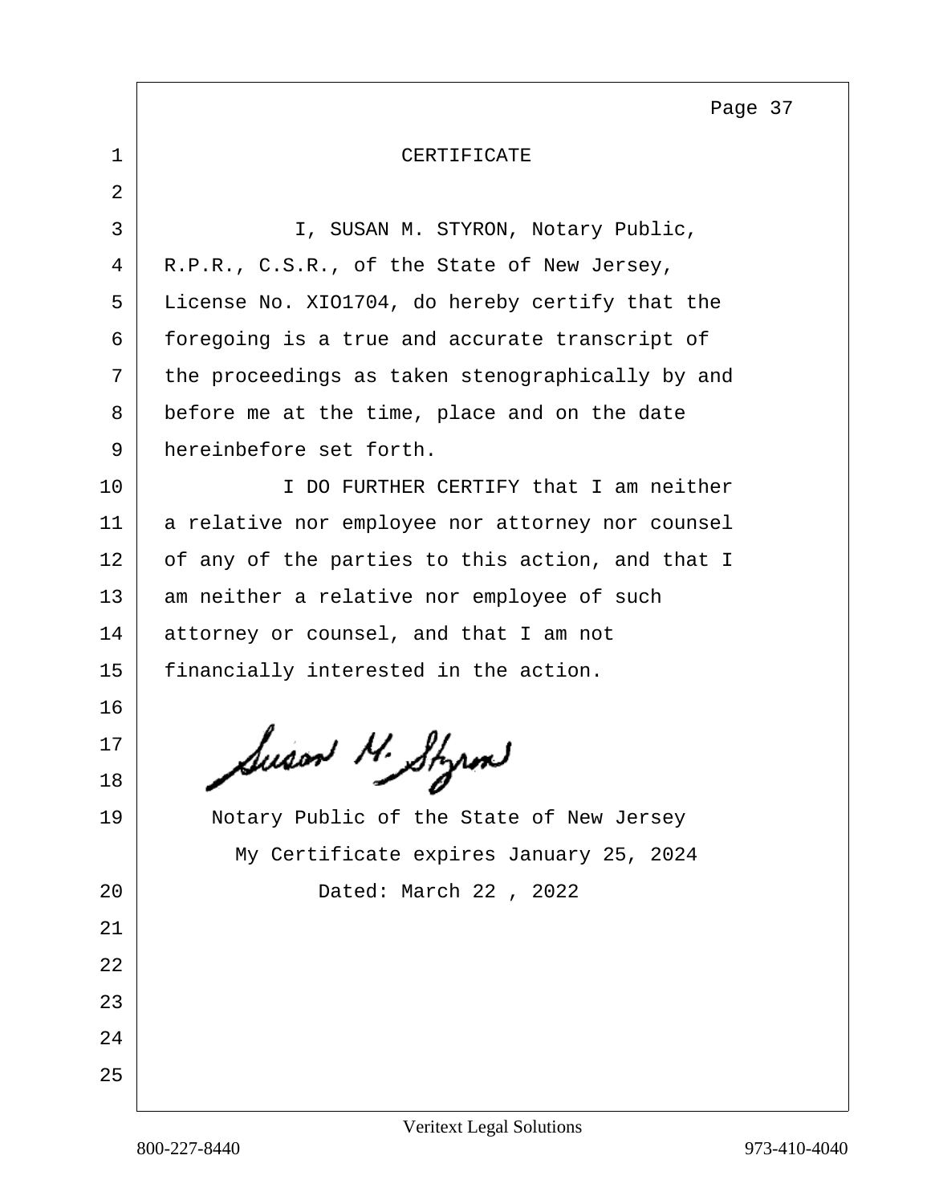# CERTIFICATE

I, SUSAN M. STYRON, Notary Public, R.P.R., C.S.R., of the State of New Jersey, License No. XIO1704, do hereby certify that the foregoing is a true and accurate transcript of the proceedings as taken stenographically by and before me at the time, place and on the date hereinbefore set forth.

I DO FURTHER CERTIFY that I am neither a relative nor employee nor attorney nor counsel of any of the parties to this action, and that I am neither a relative nor employee of such attorney or counsel, and that I am not financially interested in the action.

Susan M. Styron

Notary Public of the State of New Jersey
My Certificate expires January 25, 2024
Dated: March 22 , 2022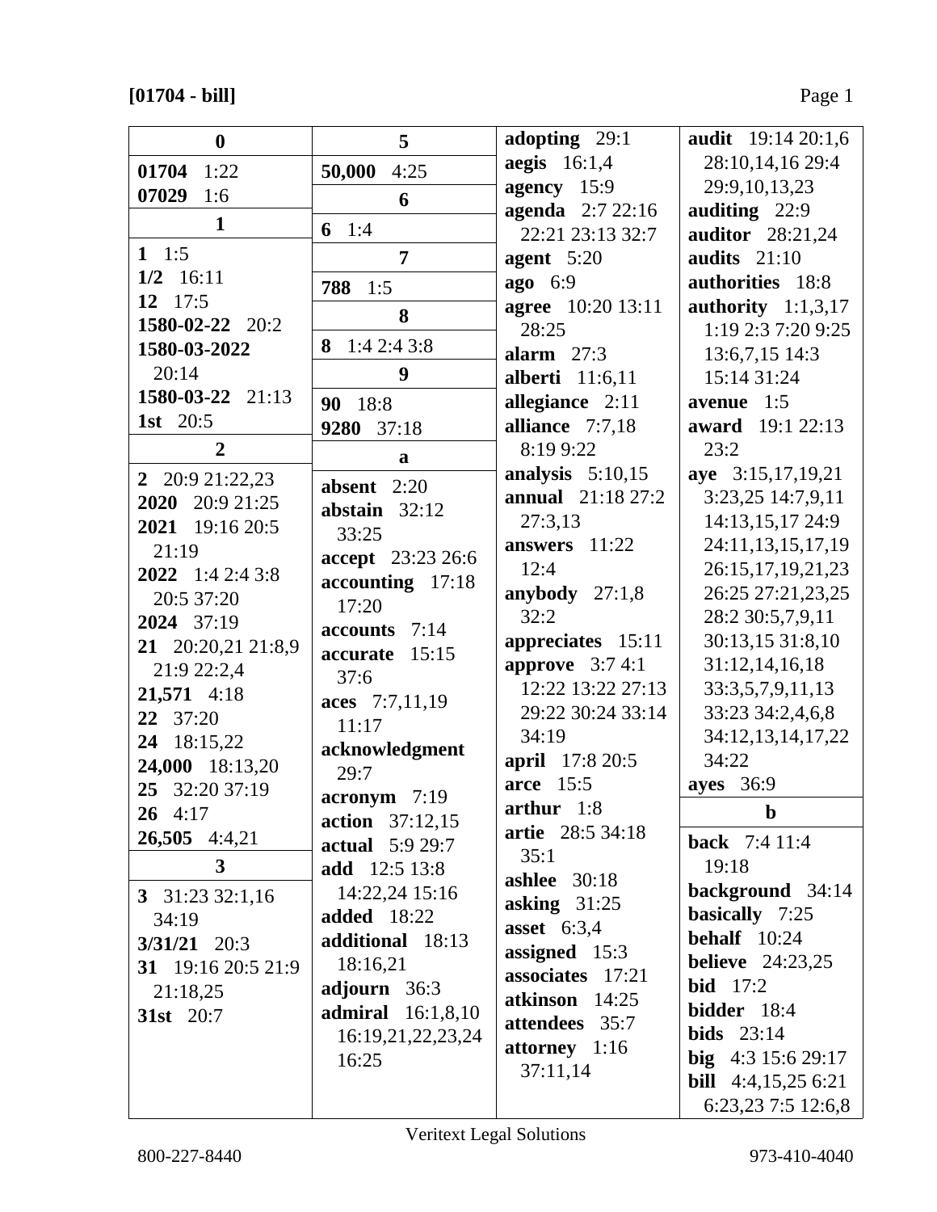**[01704 - bill]**

**0**

**01704** 1:22
**07029** 1:6

**1**

**1** 1:5
**1/2** 16:11
**12** 17:5
**1580-02-22** 20:2
**1580-03-2022** 20:14
**1580-03-22** 21:13
**1st** 20:5

**2**

**2** 20:9 21:22,23
**2020** 20:9 21:25
**2021** 19:16 20:5 21:19
**2022** 1:4 2:4 3:8 20:5 37:20
**2024** 37:19
**21** 20:20,21 21:8,9 21:9 22:2,4
**21,571** 4:18
**22** 37:20
**24** 18:15,22
**24,000** 18:13,20
**25** 32:20 37:19
**26** 4:17
**26,505** 4:4,21

**3**

**3** 31:23 32:1,16 34:19
**3/31/21** 20:3
**31** 19:16 20:5 21:9 21:18,25
**31st** 20:7

**5**

**50,000** 4:25

**6**

**6** 1:4

**7**

**788** 1:5

**8**

**8** 1:4 2:4 3:8

**9**

**90** 18:8
**9280** 37:18

**a**

**absent** 2:20
**abstain** 32:12 33:25
**accept** 23:23 26:6
**accounting** 17:18 17:20
**accounts** 7:14
**accurate** 15:15 37:6
**aces** 7:7,11,19 11:17
**acknowledgment** 29:7
**acronym** 7:19
**action** 37:12,15
**actual** 5:9 29:7
**add** 12:5 13:8 14:22,24 15:16
**added** 18:22
**additional** 18:13 18:16,21
**adjourn** 36:3
**admiral** 16:1,8,10 16:19,21,22,23,24 16:25
**adopting** 29:1
**aegis** 16:1,4
**agency** 15:9
**agenda** 2:7 22:16 22:21 23:13 32:7
**agent** 5:20
**ago** 6:9
**agree** 10:20 13:11 28:25
**alarm** 27:3
**alberti** 11:6,11
**allegiance** 2:11
**alliance** 7:7,18 8:19 9:22
**analysis** 5:10,15
**annual** 21:18 27:2 27:3,13
**answers** 11:22 12:4
**anybody** 27:1,8 32:2
**appreciates** 15:11
**approve** 3:7 4:1 12:22 13:22 27:13 29:22 30:24 33:14 34:19
**april** 17:8 20:5
**arce** 15:5
**arthur** 1:8
**artie** 28:5 34:18 35:1
**ashlee** 30:18
**asking** 31:25
**asset** 6:3,4
**assigned** 15:3
**associates** 17:21
**atkinson** 14:25
**attendees** 35:7
**attorney** 1:16 37:11,14
**audit** 19:14 20:1,6 28:10,14,16 29:4 29:9,10,13,23
**auditing** 22:9
**auditor** 28:21,24
**audits** 21:10
**authorities** 18:8
**authority** 1:1,3,17 1:19 2:3 7:20 9:25 13:6,7,15 14:3 15:14 31:24
**avenue** 1:5
**award** 19:1 22:13 23:2
**aye** 3:15,17,19,21 3:23,25 14:7,9,11 14:13,15,17 24:9 24:11,13,15,17,19 26:15,17,19,21,23 26:25 27:21,23,25 28:2 30:5,7,9,11 30:13,15 31:8,10 31:12,14,16,18 33:3,5,7,9,11,13 33:23 34:2,4,6,8 34:12,13,14,17,22 34:22
**ayes** 36:9

**b**

**back** 7:4 11:4 19:18
**background** 34:14
**basically** 7:25
**behalf** 10:24
**believe** 24:23,25
**bid** 17:2
**bidder** 18:4
**bids** 23:14
**big** 4:3 15:6 29:17
**bill** 4:4,15,25 6:21 6:23,23 7:5 12:6,8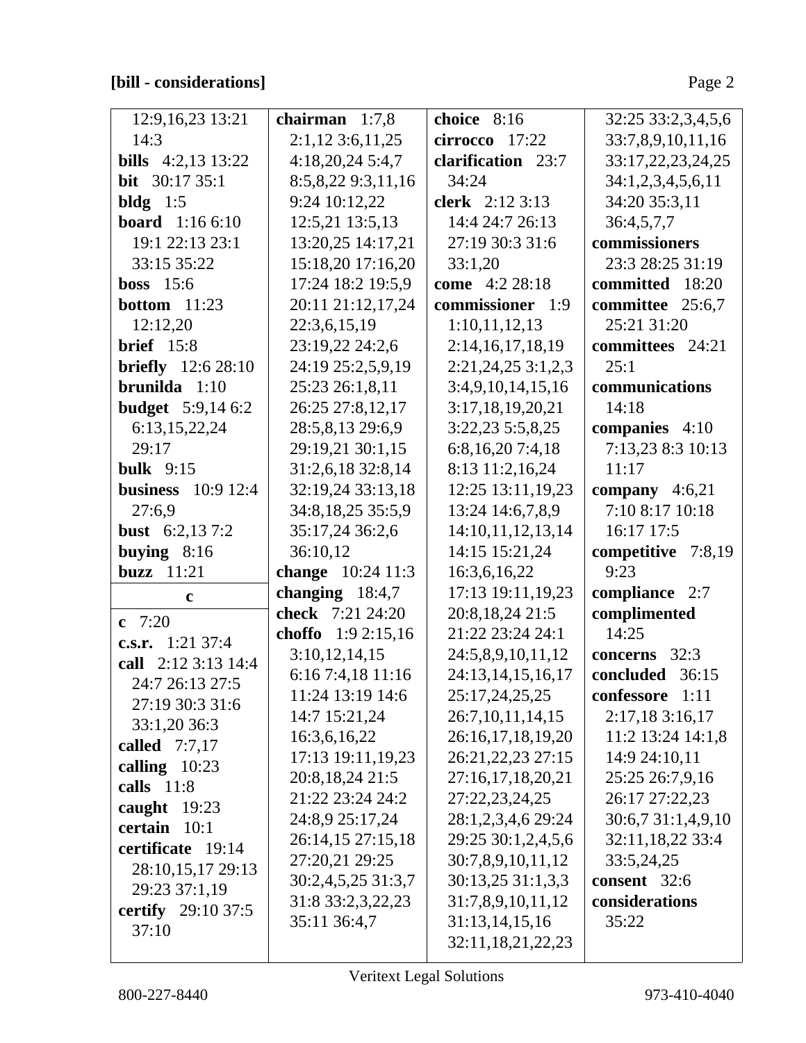**[bill - considerations]**

12:9,16,23 13:21 14:3
**bills** 4:2,13 13:22
**bit** 30:17 35:1
**bldg** 1:5
**board** 1:16 6:10 19:1 22:13 23:1 33:15 35:22
**boss** 15:6
**bottom** 11:23 12:12,20
**brief** 15:8
**briefly** 12:6 28:10
**brunilda** 1:10
**budget** 5:9,14 6:2 6:13,15,22,24 29:17
**bulk** 9:15
**business** 10:9 12:4 27:6,9
**bust** 6:2,13 7:2
**buying** 8:16
**buzz** 11:21

**c**

**c** 7:20
**c.s.r.** 1:21 37:4
**call** 2:12 3:13 14:4 24:7 26:13 27:5 27:19 30:3 31:6 33:1,20 36:3
**called** 7:7,17
**calling** 10:23
**calls** 11:8
**caught** 19:23
**certain** 10:1
**certificate** 19:14 28:10,15,17 29:13 29:23 37:1,19
**certify** 29:10 37:5 37:10
**chairman** 1:7,8 2:1,12 3:6,11,25 4:18,20,24 5:4,7 8:5,8,22 9:3,11,16 9:24 10:12,22 12:5,21 13:5,13 13:20,25 14:17,21 15:18,20 17:16,20 17:24 18:2 19:5,9 20:11 21:12,17,24 22:3,6,15,19 23:19,22 24:2,6 24:19 25:2,5,9,19 25:23 26:1,8,11 26:25 27:8,12,17 28:5,8,13 29:6,9 29:19,21 30:1,15 31:2,6,18 32:8,14 32:19,24 33:13,18 34:8,18,25 35:5,9 35:17,24 36:2,6 36:10,12
**change** 10:24 11:3
**changing** 18:4,7
**check** 7:21 24:20
**choffo** 1:9 2:15,16 3:10,12,14,15 6:16 7:4,18 11:16 11:24 13:19 14:6 14:7 15:21,24 16:3,6,16,22 17:13 19:11,19,23 20:8,18,24 21:5 21:22 23:24 24:2 24:8,9 25:17,24 26:14,15 27:15,18 27:20,21 29:25 30:2,4,5,25 31:3,7 31:8 33:2,3,22,23 35:11 36:4,7
**choice** 8:16
**cirrocco** 17:22
**clarification** 23:7 34:24
**clerk** 2:12 3:13 14:4 24:7 26:13 27:19 30:3 31:6 33:1,20
**come** 4:2 28:18
**commissioner** 1:9 1:10,11,12,13 2:14,16,17,18,19 2:21,24,25 3:1,2,3 3:4,9,10,14,15,16 3:17,18,19,20,21 3:22,23 5:5,8,25 6:8,16,20 7:4,18 8:13 11:2,16,24 12:25 13:11,19,23 13:24 14:6,7,8,9 14:10,11,12,13,14 14:15 15:21,24 16:3,6,16,22 17:13 19:11,19,23 20:8,18,24 21:5 21:22 23:24 24:1 24:5,8,9,10,11,12 24:13,14,15,16,17 25:17,24,25,25 26:7,10,11,14,15 26:16,17,18,19,20 26:21,22,23 27:15 27:16,17,18,20,21 27:22,23,24,25 28:1,2,3,4,6 29:24 29:25 30:1,2,4,5,6 30:7,8,9,10,11,12 30:13,25 31:1,3,3 31:7,8,9,10,11,12 31:13,14,15,16 32:11,18,21,22,23 32:25 33:2,3,4,5,6 33:7,8,9,10,11,16 33:17,22,23,24,25 34:1,2,3,4,5,6,11 34:20 35:3,11 36:4,5,7,7
**commissioners** 23:3 28:25 31:19
**committed** 18:20
**committee** 25:6,7 25:21 31:20
**committees** 24:21 25:1
**communications** 14:18
**companies** 4:10 7:13,23 8:3 10:13 11:17
**company** 4:6,21 7:10 8:17 10:18 16:17 17:5
**competitive** 7:8,19 9:23
**compliance** 2:7
**complimented** 14:25
**concerns** 32:3
**concluded** 36:15
**confessore** 1:11 2:17,18 3:16,17 11:2 13:24 14:1,8 14:9 24:10,11 25:25 26:7,9,16 26:17 27:22,23 30:6,7 31:1,4,9,10 32:11,18,22 33:4 33:5,24,25
**consent** 32:6
**considerations** 35:22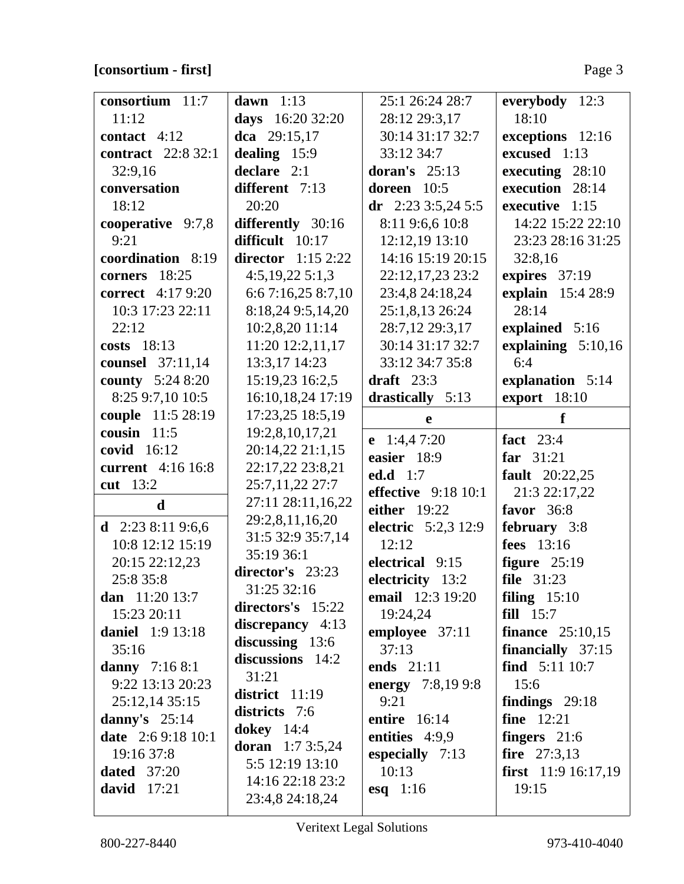**[consortium - first]**

**consortium** 11:7 11:12
**contact** 4:12
**contract** 22:8 32:1 32:9,16
**conversation** 18:12
**cooperative** 9:7,8 9:21
**coordination** 8:19
**corners** 18:25
**correct** 4:17 9:20 10:3 17:23 22:11 22:12
**costs** 18:13
**counsel** 37:11,14
**county** 5:24 8:20 8:25 9:7,10 10:5
**couple** 11:5 28:19
**cousin** 11:5
**covid** 16:12
**current** 4:16 16:8
**cut** 13:2

**d**

**d** 2:23 8:11 9:6,6 10:8 12:12 15:19 20:15 22:12,23 25:8 35:8
**dan** 11:20 13:7 15:23 20:11
**daniel** 1:9 13:18 35:16
**danny** 7:16 8:1 9:22 13:13 20:23 25:12,14 35:15
**danny's** 25:14
**date** 2:6 9:18 10:1 19:16 37:8
**dated** 37:20
**david** 17:21
**dawn** 1:13
**days** 16:20 32:20
**dca** 29:15,17
**dealing** 15:9
**declare** 2:1
**different** 7:13 20:20
**differently** 30:16
**difficult** 10:17
**director** 1:15 2:22 4:5,19,22 5:1,3 6:6 7:16,25 8:7,10 8:18,24 9:5,14,20 10:2,8,20 11:14 11:20 12:2,11,17 13:3,17 14:23 15:19,23 16:2,5 16:10,18,24 17:19 17:23,25 18:5,19 19:2,8,10,17,21 20:14,22 21:1,15 22:17,22 23:8,21 25:7,11,22 27:7 27:11 28:11,16,22 29:2,8,11,16,20 31:5 32:9 35:7,14 35:19 36:1
**director's** 23:23 31:25 32:16
**directors's** 15:22
**discrepancy** 4:13
**discussing** 13:6
**discussions** 14:2 31:21
**district** 11:19
**districts** 7:6
**dokey** 14:4
**doran** 1:7 3:5,24 5:5 12:19 13:10 14:16 22:18 23:2 23:4,8 24:18,24 25:1 26:24 28:7 28:12 29:3,17 30:14 31:17 32:7 33:12 34:7
**doran's** 25:13
**doreen** 10:5
**dr** 2:23 3:5,24 5:5 8:11 9:6,6 10:8 12:12,19 13:10 14:16 15:19 20:15 22:12,17,23 23:2 23:4,8 24:18,24 25:1,8,13 26:24 28:7,12 29:3,17 30:14 31:17 32:7 33:12 34:7 35:8
**draft** 23:3
**drastically** 5:13

**e**

**e** 1:4,4 7:20
**easier** 18:9
**ed.d** 1:7
**effective** 9:18 10:1
**either** 19:22
**electric** 5:2,3 12:9 12:12
**electrical** 9:15
**electricity** 13:2
**email** 12:3 19:20 19:24,24
**employee** 37:11 37:13
**ends** 21:11
**energy** 7:8,19 9:8 9:21
**entire** 16:14
**entities** 4:9,9
**especially** 7:13 10:13
**esq** 1:16
**everybody** 12:3 18:10
**exceptions** 12:16
**excused** 1:13
**executing** 28:10
**execution** 28:14
**executive** 1:15 14:22 15:22 22:10 23:23 28:16 31:25 32:8,16
**expires** 37:19
**explain** 15:4 28:9 28:14
**explained** 5:16
**explaining** 5:10,16 6:4
**explanation** 5:14
**export** 18:10

**f**

**fact** 23:4
**far** 31:21
**fault** 20:22,25 21:3 22:17,22
**favor** 36:8
**february** 3:8
**fees** 13:16
**figure** 25:19
**file** 31:23
**filing** 15:10
**fill** 15:7
**finance** 25:10,15
**financially** 37:15
**find** 5:11 10:7 15:6
**findings** 29:18
**fine** 12:21
**fingers** 21:6
**fire** 27:3,13
**first** 11:9 16:17,19 19:15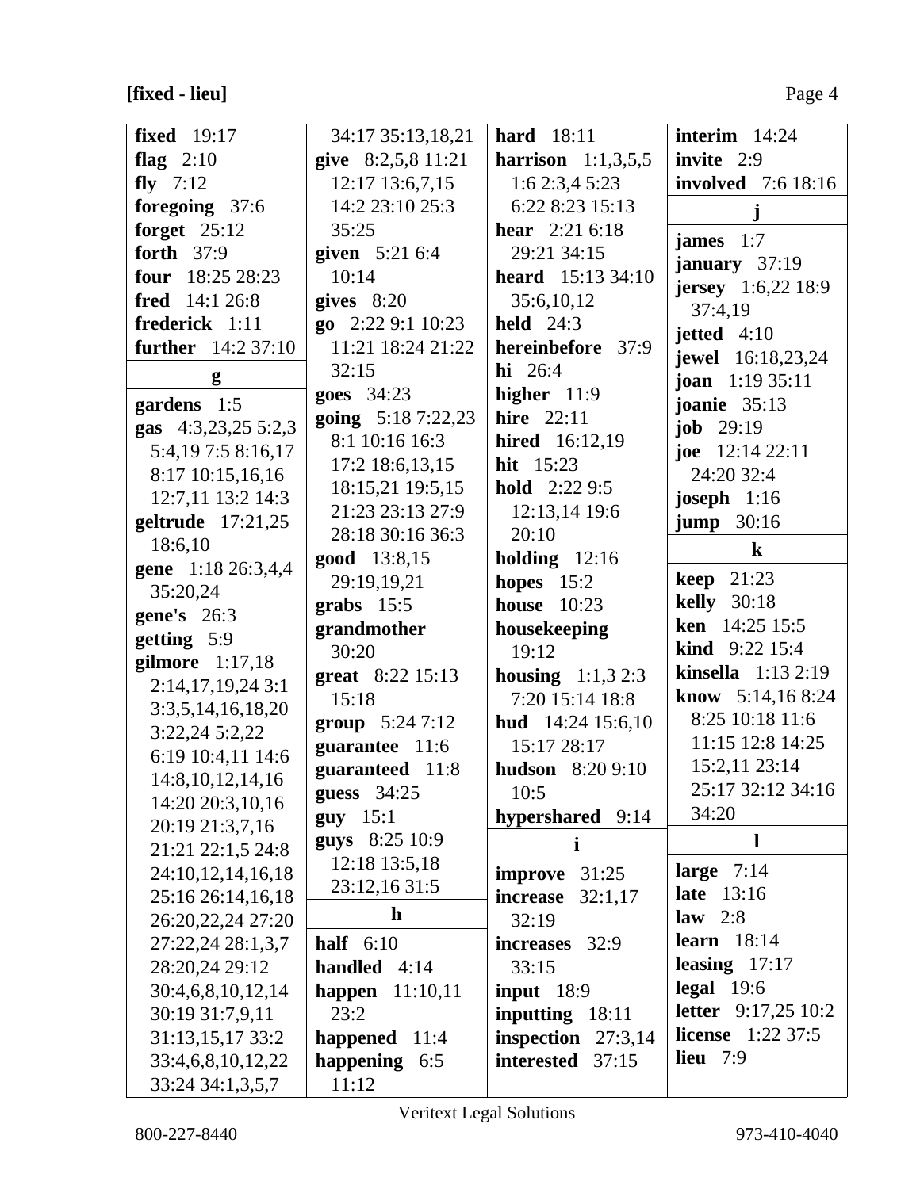**[fixed - lieu]**

**fixed** 19:17
**flag** 2:10
**fly** 7:12
**foregoing** 37:6
**forget** 25:12
**forth** 37:9
**four** 18:25 28:23
**fred** 14:1 26:8
**frederick** 1:11
**further** 14:2 37:10

**g**

**gardens** 1:5
**gas** 4:3,23,25 5:2,3 5:4,19 7:5 8:16,17 8:17 10:15,16,16 12:7,11 13:2 14:3
**geltrude** 17:21,25 18:6,10
**gene** 1:18 26:3,4,4 35:20,24
**gene's** 26:3
**getting** 5:9
**gilmore** 1:17,18 2:14,17,19,24 3:1 3:3,5,14,16,18,20 3:22,24 5:2,22 6:19 10:4,11 14:6 14:8,10,12,14,16 14:20 20:3,10,16 20:19 21:3,7,16 21:21 22:1,5 24:8 24:10,12,14,16,18 25:16 26:14,16,18 26:20,22,24 27:20 27:22,24 28:1,3,7 28:20,24 29:12 30:4,6,8,10,12,14 30:19 31:7,9,11 31:13,15,17 33:2 33:4,6,8,10,12,22 33:24 34:1,3,5,7 34:17 35:13,18,21
**give** 8:2,5,8 11:21 12:17 13:6,7,15 14:2 23:10 25:3 35:25
**given** 5:21 6:4 10:14
**gives** 8:20
**go** 2:22 9:1 10:23 11:21 18:24 21:22 32:15
**goes** 34:23
**going** 5:18 7:22,23 8:1 10:16 16:3 17:2 18:6,13,15 18:15,21 19:5,15 21:23 23:13 27:9 28:18 30:16 36:3
**good** 13:8,15 29:19,19,21
**grabs** 15:5
**grandmother** 30:20
**great** 8:22 15:13 15:18
**group** 5:24 7:12
**guarantee** 11:6
**guaranteed** 11:8
**guess** 34:25
**guy** 15:1
**guys** 8:25 10:9 12:18 13:5,18 23:12,16 31:5

**h**

**half** 6:10
**handled** 4:14
**happen** 11:10,11 23:2
**happened** 11:4
**happening** 6:5 11:12
**hard** 18:11
**harrison** 1:1,3,5,5 1:6 2:3,4 5:23 6:22 8:23 15:13
**hear** 2:21 6:18 29:21 34:15
**heard** 15:13 34:10 35:6,10,12
**held** 24:3
**hereinbefore** 37:9
**hi** 26:4
**higher** 11:9
**hire** 22:11
**hired** 16:12,19
**hit** 15:23
**hold** 2:22 9:5 12:13,14 19:6 20:10
**holding** 12:16
**hopes** 15:2
**house** 10:23
**housekeeping** 19:12
**housing** 1:1,3 2:3 7:20 15:14 18:8
**hud** 14:24 15:6,10 15:17 28:17
**hudson** 8:20 9:10 10:5
**hypershared** 9:14

**i**

**improve** 31:25
**increase** 32:1,17 32:19
**increases** 32:9 33:15
**input** 18:9
**inputting** 18:11
**inspection** 27:3,14
**interested** 37:15
**interim** 14:24
**invite** 2:9
**involved** 7:6 18:16

**j**

**james** 1:7
**january** 37:19
**jersey** 1:6,22 18:9 37:4,19
**jetted** 4:10
**jewel** 16:18,23,24
**joan** 1:19 35:11
**joanie** 35:13
**job** 29:19
**joe** 12:14 22:11 24:20 32:4
**joseph** 1:16
**jump** 30:16

**k**

**keep** 21:23
**kelly** 30:18
**ken** 14:25 15:5
**kind** 9:22 15:4
**kinsella** 1:13 2:19
**know** 5:14,16 8:24 8:25 10:18 11:6 11:15 12:8 14:25 15:2,11 23:14 25:17 32:12 34:16 34:20

**l**

**large** 7:14
**late** 13:16
**law** 2:8
**learn** 18:14
**leasing** 17:17
**legal** 19:6
**letter** 9:17,25 10:2
**license** 1:22 37:5
**lieu** 7:9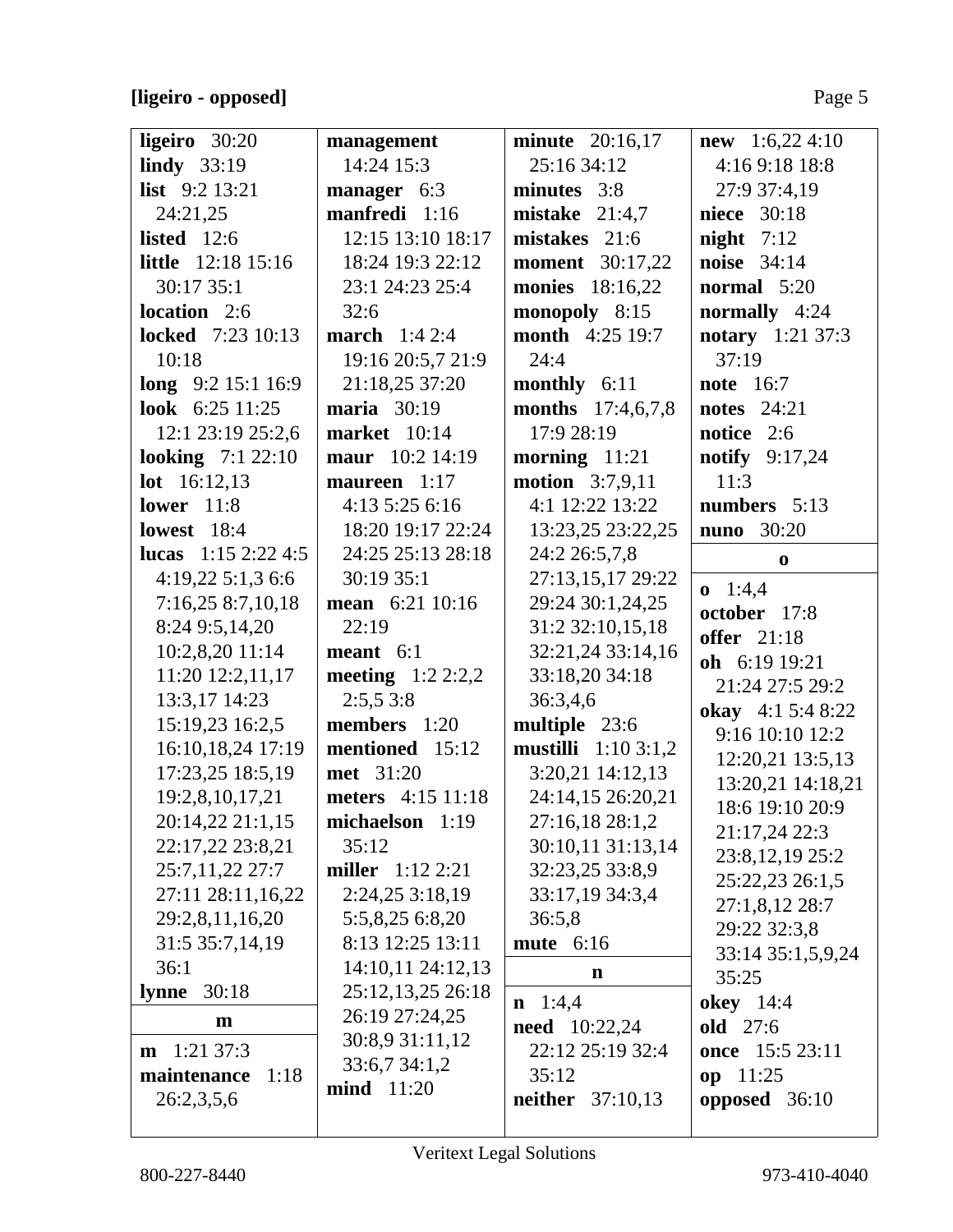**[ligeiro - opposed]**

**ligeiro** 30:20
**lindy** 33:19
**list** 9:2 13:21 24:21,25
**listed** 12:6
**little** 12:18 15:16 30:17 35:1
**location** 2:6
**locked** 7:23 10:13 10:18
**long** 9:2 15:1 16:9
**look** 6:25 11:25 12:1 23:19 25:2,6
**looking** 7:1 22:10
**lot** 16:12,13
**lower** 11:8
**lowest** 18:4
**lucas** 1:15 2:22 4:5 4:19,22 5:1,3 6:6 7:16,25 8:7,10,18 8:24 9:5,14,20 10:2,8,20 11:14 11:20 12:2,11,17 13:3,17 14:23 15:19,23 16:2,5 16:10,18,24 17:19 17:23,25 18:5,19 19:2,8,10,17,21 20:14,22 21:1,15 22:17,22 23:8,21 25:7,11,22 27:7 27:11 28:11,16,22 29:2,8,11,16,20 31:5 35:7,14,19 36:1
**lynne** 30:18

**m**

**m** 1:21 37:3
**maintenance** 1:18 26:2,3,5,6
**management** 14:24 15:3
**manager** 6:3
**manfredi** 1:16 12:15 13:10 18:17 18:24 19:3 22:12 23:1 24:23 25:4 32:6
**march** 1:4 2:4 19:16 20:5,7 21:9 21:18,25 37:20
**maria** 30:19
**market** 10:14
**maur** 10:2 14:19
**maureen** 1:17 4:13 5:25 6:16 18:20 19:17 22:24 24:25 25:13 28:18 30:19 35:1
**mean** 6:21 10:16 22:19
**meant** 6:1
**meeting** 1:2 2:2,2 2:5,5 3:8
**members** 1:20
**mentioned** 15:12
**met** 31:20
**meters** 4:15 11:18
**michaelson** 1:19 35:12
**miller** 1:12 2:21 2:24,25 3:18,19 5:5,8,25 6:8,20 8:13 12:25 13:11 14:10,11 24:12,13 25:12,13,25 26:18 26:19 27:24,25 30:8,9 31:11,12 33:6,7 34:1,2
**mind** 11:20
**minute** 20:16,17 25:16 34:12
**minutes** 3:8
**mistake** 21:4,7
**mistakes** 21:6
**moment** 30:17,22
**monies** 18:16,22
**monopoly** 8:15
**month** 4:25 19:7 24:4
**monthly** 6:11
**months** 17:4,6,7,8 17:9 28:19
**morning** 11:21
**motion** 3:7,9,11 4:1 12:22 13:22 13:23,25 23:22,25 24:2 26:5,7,8 27:13,15,17 29:22 29:24 30:1,24,25 31:2 32:10,15,18 32:21,24 33:14,16 33:18,20 34:18 36:3,4,6
**multiple** 23:6
**mustilli** 1:10 3:1,2 3:20,21 14:12,13 24:14,15 26:20,21 27:16,18 28:1,2 30:10,11 31:13,14 32:23,25 33:8,9 33:17,19 34:3,4 36:5,8
**mute** 6:16

**n**

**n** 1:4,4
**need** 10:22,24 22:12 25:19 32:4 35:12
**neither** 37:10,13
**new** 1:6,22 4:10 4:16 9:18 18:8 27:9 37:4,19
**niece** 30:18
**night** 7:12
**noise** 34:14
**normal** 5:20
**normally** 4:24
**notary** 1:21 37:3 37:19
**note** 16:7
**notes** 24:21
**notice** 2:6
**notify** 9:17,24 11:3
**numbers** 5:13
**nuno** 30:20

**o**

**o** 1:4,4
**october** 17:8
**offer** 21:18
**oh** 6:19 19:21 21:24 27:5 29:2
**okay** 4:1 5:4 8:22 9:16 10:10 12:2 12:20,21 13:5,13 13:20,21 14:18,21 18:6 19:10 20:9 21:17,24 22:3 23:8,12,19 25:2 25:22,23 26:1,5 27:1,8,12 28:7 29:22 32:3,8 33:14 35:1,5,9,24 35:25
**okey** 14:4
**old** 27:6
**once** 15:5 23:11
**op** 11:25
**opposed** 36:10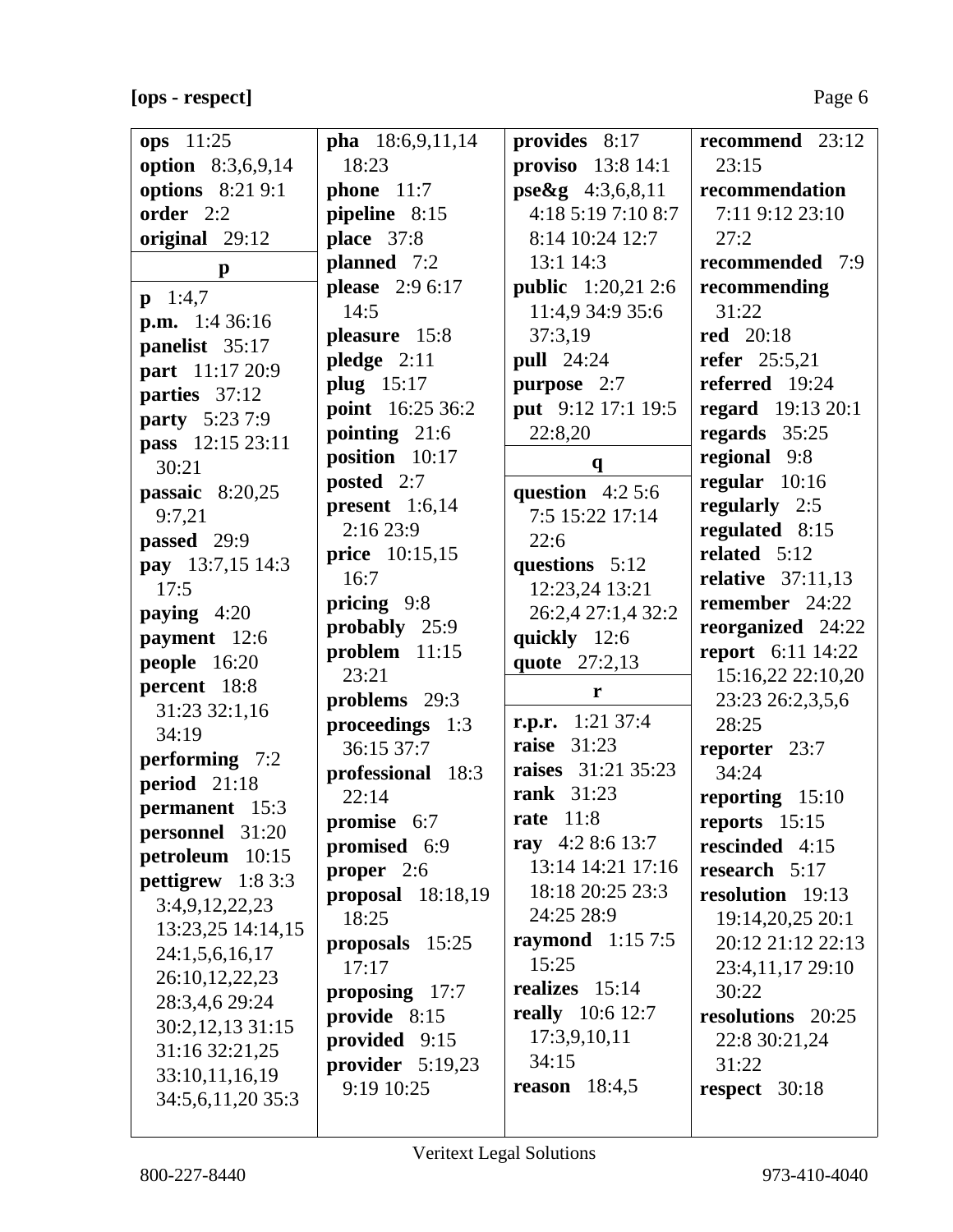**[ops - respect]**

**ops** 11:25
**option** 8:3,6,9,14
**options** 8:21 9:1
**order** 2:2
**original** 29:12

**p**

**p** 1:4,7
**p.m.** 1:4 36:16
**panelist** 35:17
**part** 11:17 20:9
**parties** 37:12
**party** 5:23 7:9
**pass** 12:15 23:11 30:21
**passaic** 8:20,25 9:7,21
**passed** 29:9
**pay** 13:7,15 14:3 17:5
**paying** 4:20
**payment** 12:6
**people** 16:20
**percent** 18:8 31:23 32:1,16 34:19
**performing** 7:2
**period** 21:18
**permanent** 15:3
**personnel** 31:20
**petroleum** 10:15
**pettigrew** 1:8 3:3 3:4,9,12,22,23 13:23,25 14:14,15 24:1,5,6,16,17 26:10,12,22,23 28:3,4,6 29:24 30:2,12,13 31:15 31:16 32:21,25 33:10,11,16,19 34:5,6,11,20 35:3

**pha** 18:6,9,11,14 18:23
**phone** 11:7
**pipeline** 8:15
**place** 37:8
**planned** 7:2
**please** 2:9 6:17 14:5
**pleasure** 15:8
**pledge** 2:11
**plug** 15:17
**point** 16:25 36:2
**pointing** 21:6
**position** 10:17
**posted** 2:7
**present** 1:6,14 2:16 23:9
**price** 10:15,15 16:7
**pricing** 9:8
**probably** 25:9
**problem** 11:15 23:21
**problems** 29:3
**proceedings** 1:3 36:15 37:7
**professional** 18:3 22:14
**promise** 6:7
**promised** 6:9
**proper** 2:6
**proposal** 18:18,19 18:25
**proposals** 15:25 17:17
**proposing** 17:7
**provide** 8:15
**provided** 9:15
**provider** 5:19,23 9:19 10:25

**provides** 8:17
**proviso** 13:8 14:1
**pse&g** 4:3,6,8,11 4:18 5:19 7:10 8:7 8:14 10:24 12:7 13:1 14:3
**public** 1:20,21 2:6 11:4,9 34:9 35:6 37:3,19
**pull** 24:24
**purpose** 2:7
**put** 9:12 17:1 19:5 22:8,20

**q**

**question** 4:2 5:6 7:5 15:22 17:14 22:6
**questions** 5:12 12:23,24 13:21 26:2,4 27:1,4 32:2
**quickly** 12:6
**quote** 27:2,13

**r**

**r.p.r.** 1:21 37:4
**raise** 31:23
**raises** 31:21 35:23
**rank** 31:23
**rate** 11:8
**ray** 4:2 8:6 13:7 13:14 14:21 17:16 18:18 20:25 23:3 24:25 28:9
**raymond** 1:15 7:5 15:25
**realizes** 15:14
**really** 10:6 12:7 17:3,9,10,11 34:15
**reason** 18:4,5

**recommend** 23:12 23:15
**recommendation** 7:11 9:12 23:10 27:2
**recommended** 7:9
**recommending** 31:22
**red** 20:18
**refer** 25:5,21
**referred** 19:24
**regard** 19:13 20:1
**regards** 35:25
**regional** 9:8
**regular** 10:16
**regularly** 2:5
**regulated** 8:15
**related** 5:12
**relative** 37:11,13
**remember** 24:22
**reorganized** 24:22
**report** 6:11 14:22 15:16,22 22:10,20 23:23 26:2,3,5,6 28:25
**reporter** 23:7 34:24
**reporting** 15:10
**reports** 15:15
**rescinded** 4:15
**research** 5:17
**resolution** 19:13 19:14,20,25 20:1 20:12 21:12 22:13 23:4,11,17 29:10 30:22
**resolutions** 20:25 22:8 30:21,24 31:22
**respect** 30:18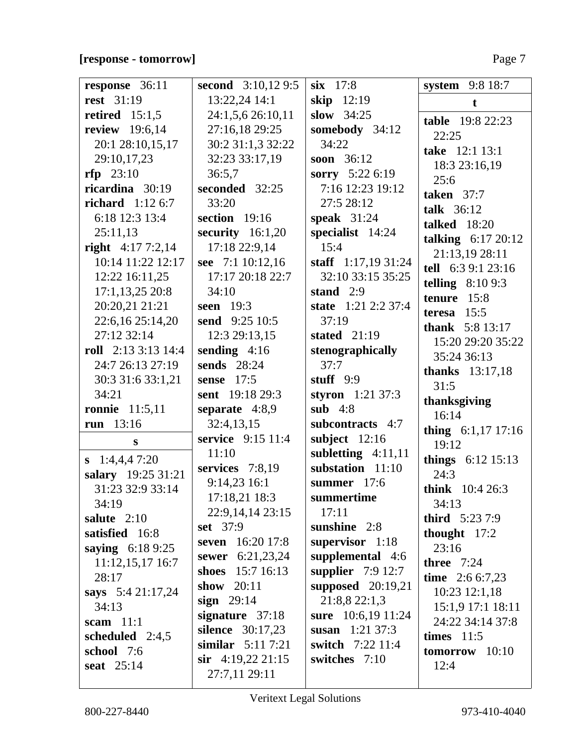**[response - tomorrow]**

**response** 36:11
**rest** 31:19
**retired** 15:1,5
**review** 19:6,14 20:1 28:10,15,17 29:10,17,23
**rfp** 23:10
**ricardina** 30:19
**richard** 1:12 6:7 6:18 12:3 13:4 25:11,13
**right** 4:17 7:2,14 10:14 11:22 12:17 12:22 16:11,25 17:1,13,25 20:8 20:20,21 21:21 22:6,16 25:14,20 27:12 32:14
**roll** 2:13 3:13 14:4 24:7 26:13 27:19 30:3 31:6 33:1,21 34:21
**ronnie** 11:5,11
**run** 13:16

**s**

**s** 1:4,4,4 7:20
**salary** 19:25 31:21 31:23 32:9 33:14 34:19
**salute** 2:10
**satisfied** 16:8
**saying** 6:18 9:25 11:12,15,17 16:7 28:17
**says** 5:4 21:17,24 34:13
**scam** 11:1
**scheduled** 2:4,5
**school** 7:6
**seat** 25:14
**second** 3:10,12 9:5 13:22,24 14:1 24:1,5,6 26:10,11 27:16,18 29:25 30:2 31:1,3 32:22 32:23 33:17,19 36:5,7
**seconded** 32:25 33:20
**section** 19:16
**security** 16:1,20 17:18 22:9,14
**see** 7:1 10:12,16 17:17 20:18 22:7 34:10
**seen** 19:3
**send** 9:25 10:5 12:3 29:13,15
**sending** 4:16
**sends** 28:24
**sense** 17:5
**sent** 19:18 29:3
**separate** 4:8,9 32:4,13,15
**service** 9:15 11:4 11:10
**services** 7:8,19 9:14,23 16:1 17:18,21 18:3 22:9,14,14 23:15
**set** 37:9
**seven** 16:20 17:8
**sewer** 6:21,23,24
**shoes** 15:7 16:13
**show** 20:11
**sign** 29:14
**signature** 37:18
**silence** 30:17,23
**similar** 5:11 7:21
**sir** 4:19,22 21:15 27:7,11 29:11
**six** 17:8
**skip** 12:19
**slow** 34:25
**somebody** 34:12 34:22
**soon** 36:12
**sorry** 5:22 6:19 7:16 12:23 19:12 27:5 28:12
**speak** 31:24
**specialist** 14:24 15:4
**staff** 1:17,19 31:24 32:10 33:15 35:25
**stand** 2:9
**state** 1:21 2:2 37:4 37:19
**stated** 21:19
**stenographically** 37:7
**stuff** 9:9
**styron** 1:21 37:3
**sub** 4:8
**subcontracts** 4:7
**subject** 12:16
**subletting** 4:11,11
**substation** 11:10
**summer** 17:6
**summertime** 17:11
**sunshine** 2:8
**supervisor** 1:18
**supplemental** 4:6
**supplier** 7:9 12:7
**supposed** 20:19,21 21:8,8 22:1,3
**sure** 10:6,19 11:24
**susan** 1:21 37:3
**switch** 7:22 11:4
**switches** 7:10
**system** 9:8 18:7

**t**

**table** 19:8 22:23 22:25
**take** 12:1 13:1 18:3 23:16,19 25:6
**taken** 37:7
**talk** 36:12
**talked** 18:20
**talking** 6:17 20:12 21:13,19 28:11
**tell** 6:3 9:1 23:16
**telling** 8:10 9:3
**tenure** 15:8
**teresa** 15:5
**thank** 5:8 13:17 15:20 29:20 35:22 35:24 36:13
**thanks** 13:17,18 31:5
**thanksgiving** 16:14
**thing** 6:1,17 17:16 19:12
**things** 6:12 15:13 24:3
**think** 10:4 26:3 34:13
**third** 5:23 7:9
**thought** 17:2 23:16
**three** 7:24
**time** 2:6 6:7,23 10:23 12:1,18 15:1,9 17:1 18:11 24:22 34:14 37:8
**times** 11:5
**tomorrow** 10:10 12:4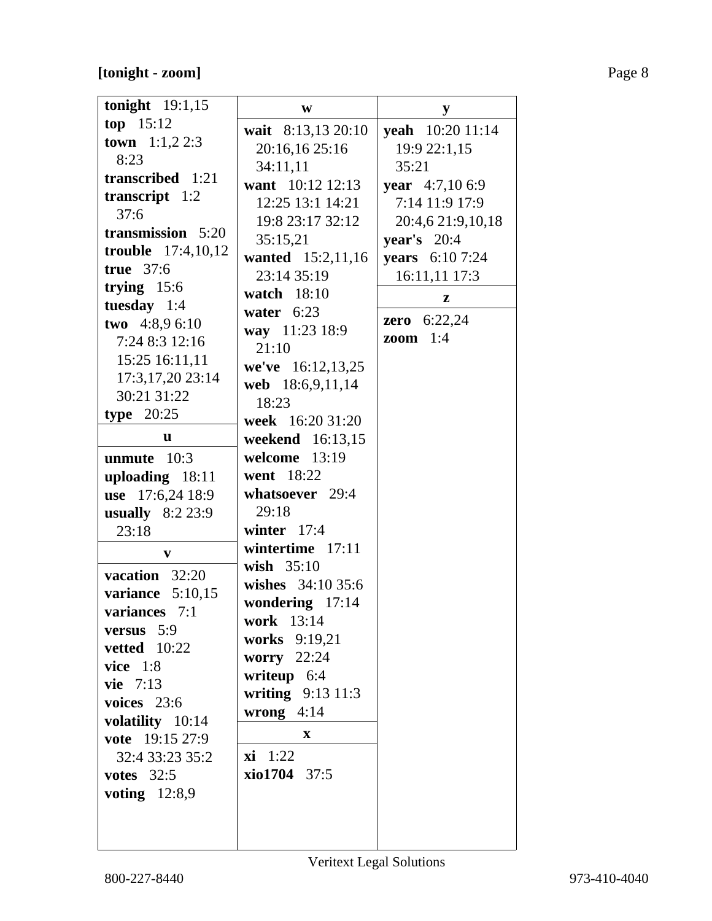[tonight - zoom]

**tonight** 19:1,15
**top** 15:12
**town** 1:1,2 2:3 8:23
**transcribed** 1:21
**transcript** 1:2 37:6
**transmission** 5:20
**trouble** 17:4,10,12
**true** 37:6
**trying** 15:6
**tuesday** 1:4
**two** 4:8,9 6:10 7:24 8:3 12:16 15:25 16:11,11 17:3,17,20 23:14 30:21 31:22
**type** 20:25

**u**

**unmute** 10:3
**uploading** 18:11
**use** 17:6,24 18:9
**usually** 8:2 23:9 23:18

**v**

**vacation** 32:20
**variance** 5:10,15
**variances** 7:1
**versus** 5:9
**vetted** 10:22
**vice** 1:8
**vie** 7:13
**voices** 23:6
**volatility** 10:14
**vote** 19:15 27:9 32:4 33:23 35:2
**votes** 32:5
**voting** 12:8,9

**w**

**wait** 8:13,13 20:10 20:16,16 25:16 34:11,11
**want** 10:12 12:13 12:25 13:1 14:21 19:8 23:17 32:12 35:15,21
**wanted** 15:2,11,16 23:14 35:19
**watch** 18:10
**water** 6:23
**way** 11:23 18:9 21:10
**we've** 16:12,13,25
**web** 18:6,9,11,14 18:23
**week** 16:20 31:20
**weekend** 16:13,15
**welcome** 13:19
**went** 18:22
**whatsoever** 29:4 29:18
**winter** 17:4
**wintertime** 17:11
**wish** 35:10
**wishes** 34:10 35:6
**wondering** 17:14
**work** 13:14
**works** 9:19,21
**worry** 22:24
**writeup** 6:4
**writing** 9:13 11:3
**wrong** 4:14

**x**

**xi** 1:22
**xio1704** 37:5

**y**

**yeah** 10:20 11:14 19:9 22:1,15 35:21
**year** 4:7,10 6:9 7:14 11:9 17:9 20:4,6 21:9,10,18
**year's** 20:4
**years** 6:10 7:24 16:11,11 17:3

**z**

**zero** 6:22,24
**zoom** 1:4

Veritext Legal Solutions

800-227-8440 973-410-4040